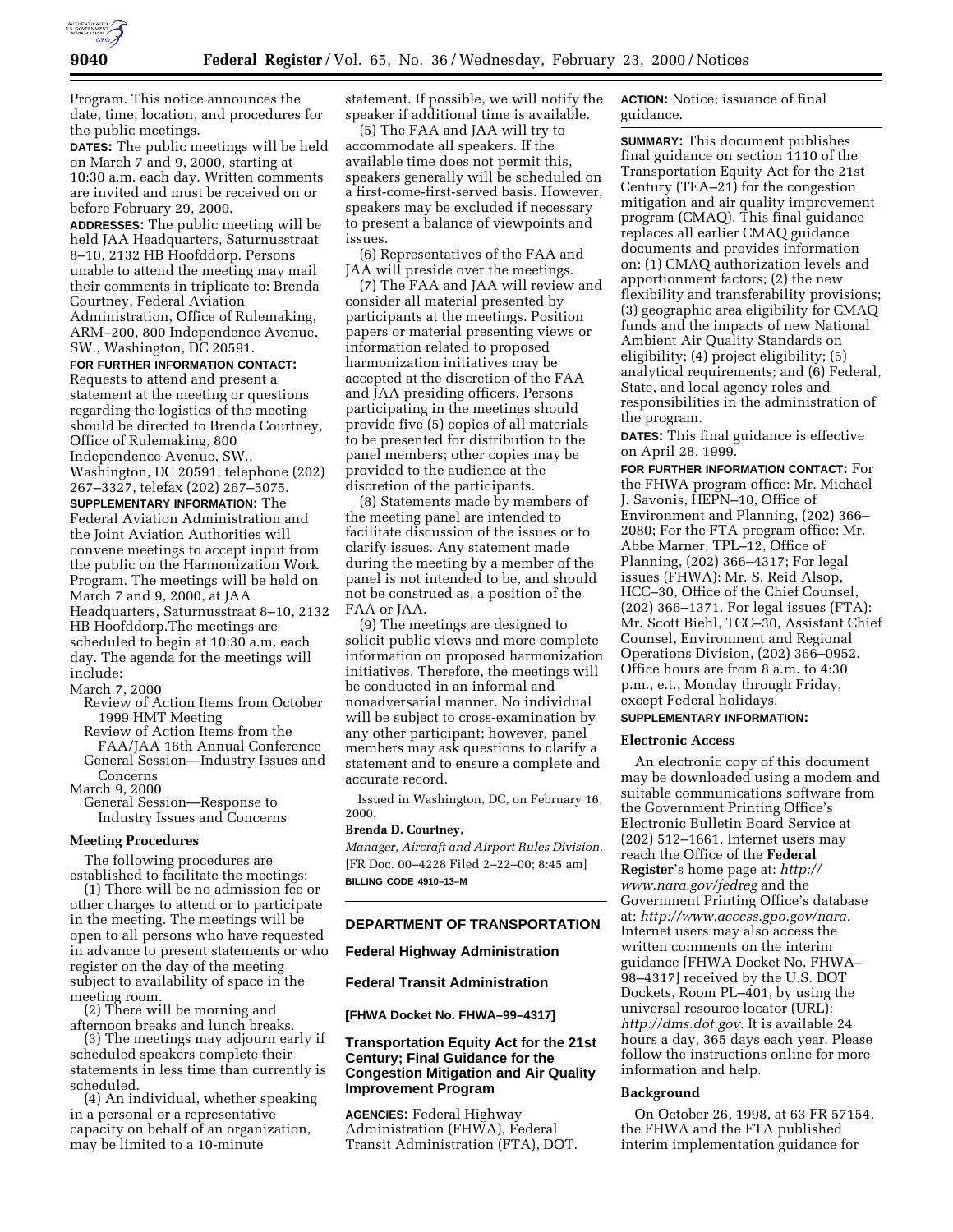Program. This notice announces the date, time, location, and procedures for the public meetings.

**DATES:** The public meetings will be held on March 7 and 9, 2000, starting at 10:30 a.m. each day. Written comments are invited and must be received on or before February 29, 2000.

**ADDRESSES:** The public meeting will be held JAA Headquarters, Saturnusstraat 8–10, 2132 HB Hoofddorp. Persons unable to attend the meeting may mail their comments in triplicate to: Brenda Courtney, Federal Aviation Administration, Office of Rulemaking, ARM–200, 800 Independence Avenue, SW., Washington, DC 20591.

**FOR FURTHER INFORMATION CONTACT:** Requests to attend and present a statement at the meeting or questions regarding the logistics of the meeting should be directed to Brenda Courtney, Office of Rulemaking, 800 Independence Avenue, SW., Washington, DC 20591; telephone (202) 267–3327, telefax (202) 267–5075.

**SUPPLEMENTARY INFORMATION:** The Federal Aviation Administration and the Joint Aviation Authorities will convene meetings to accept input from the public on the Harmonization Work Program. The meetings will be held on March 7 and 9, 2000, at JAA Headquarters, Saturnusstraat 8–10, 2132 HB Hoofddorp.The meetings are scheduled to begin at 10:30 a.m. each day. The agenda for the meetings will include:

March 7, 2000
- Review of Action Items from October 1999 HMT Meeting
- Review of Action Items from the FAA/JAA 16th Annual Conference
- General Session—Industry Issues and Concerns

March 9, 2000
- General Session—Response to Industry Issues and Concerns

### Meeting Procedures

The following procedures are established to facilitate the meetings:

(1) There will be no admission fee or other charges to attend or to participate in the meeting. The meetings will be open to all persons who have requested in advance to present statements or who register on the day of the meeting subject to availability of space in the meeting room.

(2) There will be morning and afternoon breaks and lunch breaks.

(3) The meetings may adjourn early if scheduled speakers complete their statements in less time than currently is scheduled.

(4) An individual, whether speaking in a personal or a representative capacity on behalf of an organization, may be limited to a 10-minute statement. If possible, we will notify the speaker if additional time is available.

(5) The FAA and JAA will try to accommodate all speakers. If the available time does not permit this, speakers generally will be scheduled on a first-come-first-served basis. However, speakers may be excluded if necessary to present a balance of viewpoints and issues.

(6) Representatives of the FAA and JAA will preside over the meetings.

(7) The FAA and JAA will review and consider all material presented by participants at the meetings. Position papers or material presenting views or information related to proposed harmonization initiatives may be accepted at the discretion of the FAA and JAA presiding officers. Persons participating in the meetings should provide five (5) copies of all materials to be presented for distribution to the panel members; other copies may be provided to the audience at the discretion of the participants.

(8) Statements made by members of the meeting panel are intended to facilitate discussion of the issues or to clarify issues. Any statement made during the meeting by a member of the panel is not intended to be, and should not be construed as, a position of the FAA or JAA.

(9) The meetings are designed to solicit public views and more complete information on proposed harmonization initiatives. Therefore, the meetings will be conducted in an informal and nonadversarial manner. No individual will be subject to cross-examination by any other participant; however, panel members may ask questions to clarify a statement and to ensure a complete and accurate record.

Issued in Washington, DC, on February 16, 2000.

**Brenda D. Courtney,**

*Manager, Aircraft and Airport Rules Division.*

[FR Doc. 00–4228 Filed 2–22–00; 8:45 am]

**BILLING CODE 4910–13–M**

---

## DEPARTMENT OF TRANSPORTATION

### Federal Highway Administration

### Federal Transit Administration

**[FHWA Docket No. FHWA–99–4317]**

### Transportation Equity Act for the 21st Century; Final Guidance for the Congestion Mitigation and Air Quality Improvement Program

**AGENCIES:** Federal Highway Administration (FHWA), Federal Transit Administration (FTA), DOT.

**ACTION:** Notice; issuance of final guidance.

**SUMMARY:** This document publishes final guidance on section 1110 of the Transportation Equity Act for the 21st Century (TEA–21) for the congestion mitigation and air quality improvement program (CMAQ). This final guidance replaces all earlier CMAQ guidance documents and provides information on: (1) CMAQ authorization levels and apportionment factors; (2) the new flexibility and transferability provisions; (3) geographic area eligibility for CMAQ funds and the impacts of new National Ambient Air Quality Standards on eligibility; (4) project eligibility; (5) analytical requirements; and (6) Federal, State, and local agency roles and responsibilities in the administration of the program.

**DATES:** This final guidance is effective on April 28, 1999.

**FOR FURTHER INFORMATION CONTACT:** For the FHWA program office: Mr. Michael J. Savonis, HEPN–10, Office of Environment and Planning, (202) 366–2080; For the FTA program office: Mr. Abbe Marner, TPL–12, Office of Planning, (202) 366–4317; For legal issues (FHWA): Mr. S. Reid Alsop, HCC–30, Office of the Chief Counsel, (202) 366–1371. For legal issues (FTA): Mr. Scott Biehl, TCC–30, Assistant Chief Counsel, Environment and Regional Operations Division, (202) 366–0952. Office hours are from 8 a.m. to 4:30 p.m., e.t., Monday through Friday, except Federal holidays.

**SUPPLEMENTARY INFORMATION:**

#### Electronic Access

An electronic copy of this document may be downloaded using a modem and suitable communications software from the Government Printing Office's Electronic Bulletin Board Service at (202) 512–1661. Internet users may reach the Office of the **Federal Register**'s home page at: *http://www.nara.gov/fedreg* and the Government Printing Office's database at: *http://www.access.gpo.gov/nara.* Internet users may also access the written comments on the interim guidance [FHWA Docket No. FHWA–98–4317] received by the U.S. DOT Dockets, Room PL–401, by using the universal resource locator (URL): *http://dms.dot.gov.* It is available 24 hours a day, 365 days each year. Please follow the instructions online for more information and help.

#### Background

On October 26, 1998, at 63 FR 57154, the FHWA and the FTA published interim implementation guidance for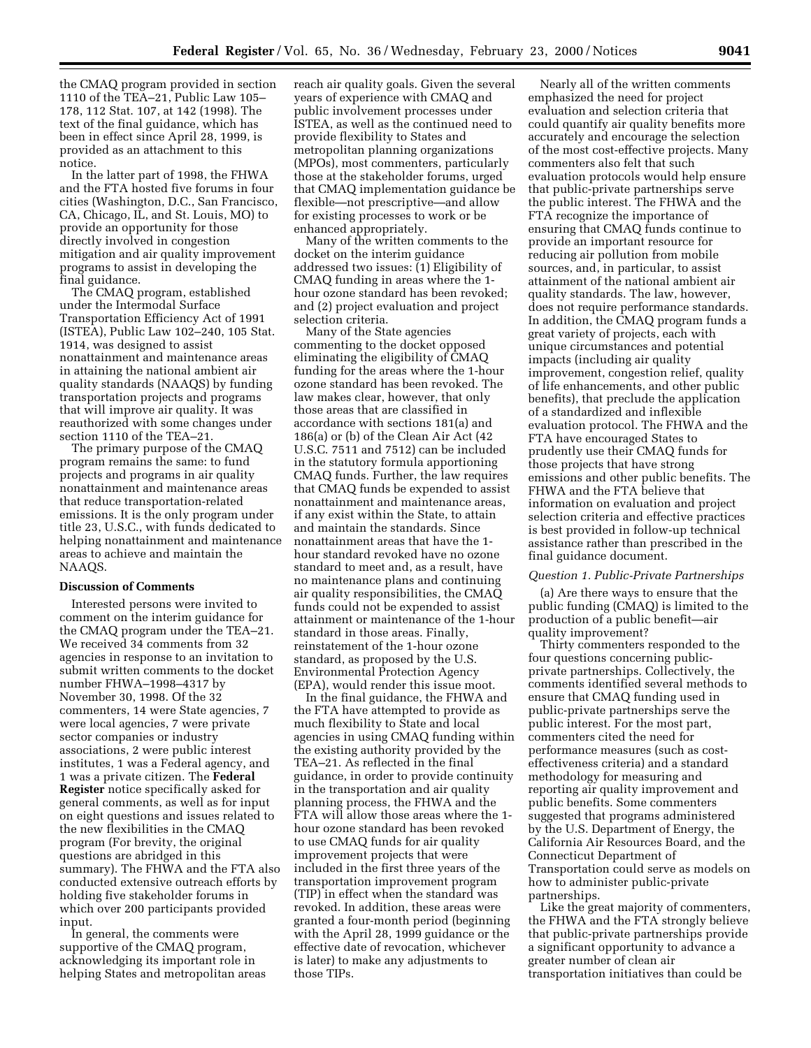the CMAQ program provided in section 1110 of the TEA–21, Public Law 105–178, 112 Stat. 107, at 142 (1998). The text of the final guidance, which has been in effect since April 28, 1999, is provided as an attachment to this notice.

In the latter part of 1998, the FHWA and the FTA hosted five forums in four cities (Washington, D.C., San Francisco, CA, Chicago, IL, and St. Louis, MO) to provide an opportunity for those directly involved in congestion mitigation and air quality improvement programs to assist in developing the final guidance.

The CMAQ program, established under the Intermodal Surface Transportation Efficiency Act of 1991 (ISTEA), Public Law 102–240, 105 Stat. 1914, was designed to assist nonattainment and maintenance areas in attaining the national ambient air quality standards (NAAQS) by funding transportation projects and programs that will improve air quality. It was reauthorized with some changes under section 1110 of the TEA–21.

The primary purpose of the CMAQ program remains the same: to fund projects and programs in air quality nonattainment and maintenance areas that reduce transportation-related emissions. It is the only program under title 23, U.S.C., with funds dedicated to helping nonattainment and maintenance areas to achieve and maintain the NAAQS.

**Discussion of Comments**

Interested persons were invited to comment on the interim guidance for the CMAQ program under the TEA–21. We received 34 comments from 32 agencies in response to an invitation to submit written comments to the docket number FHWA–1998–4317 by November 30, 1998. Of the 32 commenters, 14 were State agencies, 7 were local agencies, 7 were private sector companies or industry associations, 2 were public interest institutes, 1 was a Federal agency, and 1 was a private citizen. The **Federal Register** notice specifically asked for general comments, as well as for input on eight questions and issues related to the new flexibilities in the CMAQ program (For brevity, the original questions are abridged in this summary). The FHWA and the FTA also conducted extensive outreach efforts by holding five stakeholder forums in which over 200 participants provided input.

In general, the comments were supportive of the CMAQ program, acknowledging its important role in helping States and metropolitan areas reach air quality goals. Given the several years of experience with CMAQ and public involvement processes under ISTEA, as well as the continued need to provide flexibility to States and metropolitan planning organizations (MPOs), most commenters, particularly those at the stakeholder forums, urged that CMAQ implementation guidance be flexible—not prescriptive—and allow for existing processes to work or be enhanced appropriately.

Many of the written comments to the docket on the interim guidance addressed two issues: (1) Eligibility of CMAQ funding in areas where the 1-hour ozone standard has been revoked; and (2) project evaluation and project selection criteria.

Many of the State agencies commenting to the docket opposed eliminating the eligibility of CMAQ funding for the areas where the 1-hour ozone standard has been revoked. The law makes clear, however, that only those areas that are classified in accordance with sections 181(a) and 186(a) or (b) of the Clean Air Act (42 U.S.C. 7511 and 7512) can be included in the statutory formula apportioning CMAQ funds. Further, the law requires that CMAQ funds be expended to assist nonattainment and maintenance areas, if any exist within the State, to attain and maintain the standards. Since nonattainment areas that have the 1-hour standard revoked have no ozone standard to meet and, as a result, have no maintenance plans and continuing air quality responsibilities, the CMAQ funds could not be expended to assist attainment or maintenance of the 1-hour standard in those areas. Finally, reinstatement of the 1-hour ozone standard, as proposed by the U.S. Environmental Protection Agency (EPA), would render this issue moot.

In the final guidance, the FHWA and the FTA have attempted to provide as much flexibility to State and local agencies in using CMAQ funding within the existing authority provided by the TEA–21. As reflected in the final guidance, in order to provide continuity in the transportation and air quality planning process, the FHWA and the FTA will allow those areas where the 1-hour ozone standard has been revoked to use CMAQ funds for air quality improvement projects that were included in the first three years of the transportation improvement program (TIP) in effect when the standard was revoked. In addition, these areas were granted a four-month period (beginning with the April 28, 1999 guidance or the effective date of revocation, whichever is later) to make any adjustments to those TIPs.

Nearly all of the written comments emphasized the need for project evaluation and selection criteria that could quantify air quality benefits more accurately and encourage the selection of the most cost-effective projects. Many commenters also felt that such evaluation protocols would help ensure that public-private partnerships serve the public interest. The FHWA and the FTA recognize the importance of ensuring that CMAQ funds continue to provide an important resource for reducing air pollution from mobile sources, and, in particular, to assist attainment of the national ambient air quality standards. The law, however, does not require performance standards. In addition, the CMAQ program funds a great variety of projects, each with unique circumstances and potential impacts (including air quality improvement, congestion relief, quality of life enhancements, and other public benefits), that preclude the application of a standardized and inflexible evaluation protocol. The FHWA and the FTA have encouraged States to prudently use their CMAQ funds for those projects that have strong emissions and other public benefits. The FHWA and the FTA believe that information on evaluation and project selection criteria and effective practices is best provided in follow-up technical assistance rather than prescribed in the final guidance document.

*Question 1. Public-Private Partnerships*

(a) Are there ways to ensure that the public funding (CMAQ) is limited to the production of a public benefit—air quality improvement?

Thirty commenters responded to the four questions concerning public-private partnerships. Collectively, the comments identified several methods to ensure that CMAQ funding used in public-private partnerships serve the public interest. For the most part, commenters cited the need for performance measures (such as cost-effectiveness criteria) and a standard methodology for measuring and reporting air quality improvement and public benefits. Some commenters suggested that programs administered by the U.S. Department of Energy, the California Air Resources Board, and the Connecticut Department of Transportation could serve as models on how to administer public-private partnerships.

Like the great majority of commenters, the FHWA and the FTA strongly believe that public-private partnerships provide a significant opportunity to advance a greater number of clean air transportation initiatives than could be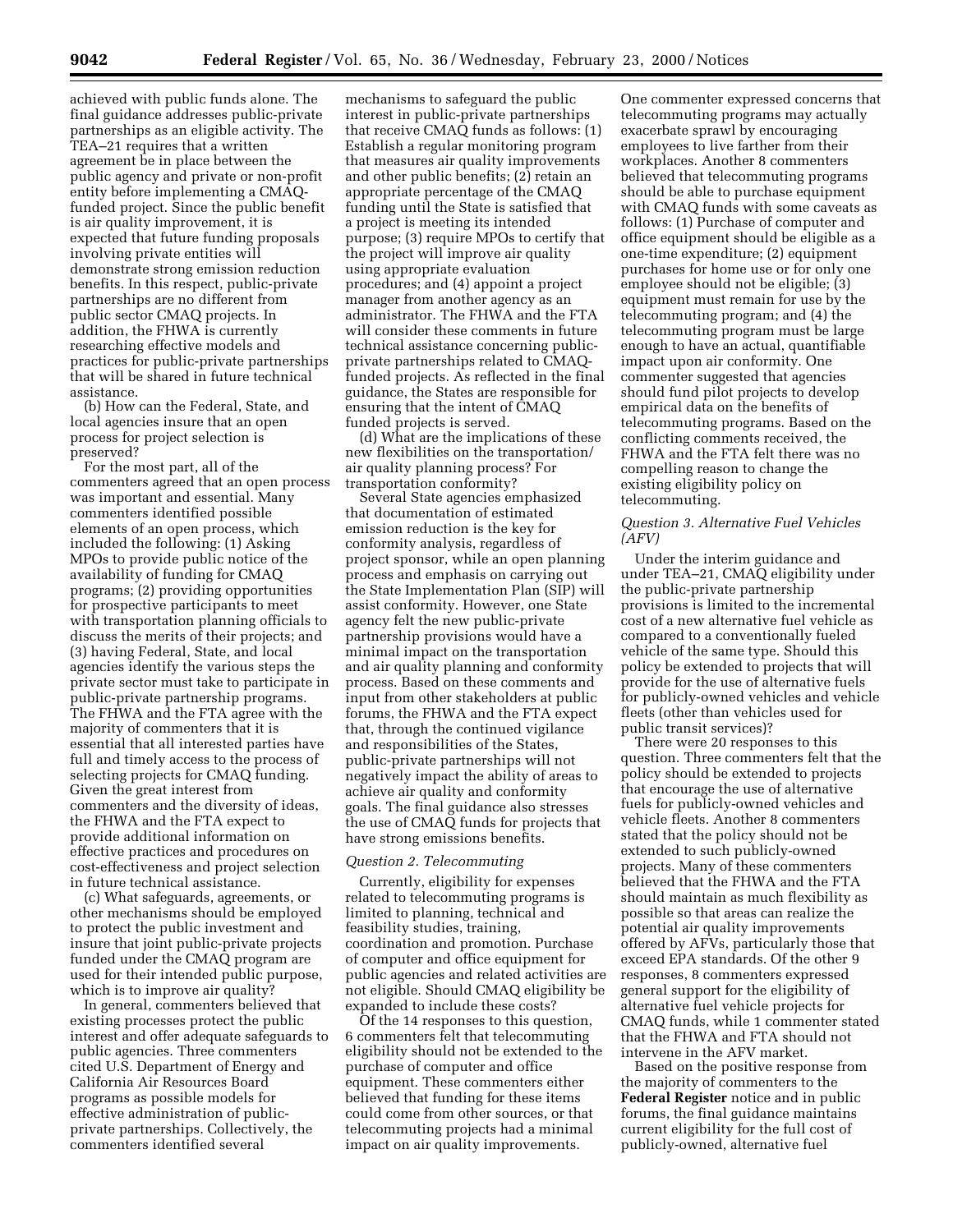achieved with public funds alone. The final guidance addresses public-private partnerships as an eligible activity. The TEA–21 requires that a written agreement be in place between the public agency and private or non-profit entity before implementing a CMAQ-funded project. Since the public benefit is air quality improvement, it is expected that future funding proposals involving private entities will demonstrate strong emission reduction benefits. In this respect, public-private partnerships are no different from public sector CMAQ projects. In addition, the FHWA is currently researching effective models and practices for public-private partnerships that will be shared in future technical assistance.

(b) How can the Federal, State, and local agencies insure that an open process for project selection is preserved?

For the most part, all of the commenters agreed that an open process was important and essential. Many commenters identified possible elements of an open process, which included the following: (1) Asking MPOs to provide public notice of the availability of funding for CMAQ programs; (2) providing opportunities for prospective participants to meet with transportation planning officials to discuss the merits of their projects; and (3) having Federal, State, and local agencies identify the various steps the private sector must take to participate in public-private partnership programs. The FHWA and the FTA agree with the majority of commenters that it is essential that all interested parties have full and timely access to the process of selecting projects for CMAQ funding. Given the great interest from commenters and the diversity of ideas, the FHWA and the FTA expect to provide additional information on effective practices and procedures on cost-effectiveness and project selection in future technical assistance.

(c) What safeguards, agreements, or other mechanisms should be employed to protect the public investment and insure that joint public-private projects funded under the CMAQ program are used for their intended public purpose, which is to improve air quality?

In general, commenters believed that existing processes protect the public interest and offer adequate safeguards to public agencies. Three commenters cited U.S. Department of Energy and California Air Resources Board programs as possible models for effective administration of public-private partnerships. Collectively, the commenters identified several mechanisms to safeguard the public interest in public-private partnerships that receive CMAQ funds as follows: (1) Establish a regular monitoring program that measures air quality improvements and other public benefits; (2) retain an appropriate percentage of the CMAQ funding until the State is satisfied that a project is meeting its intended purpose; (3) require MPOs to certify that the project will improve air quality using appropriate evaluation procedures; and (4) appoint a project manager from another agency as an administrator. The FHWA and the FTA will consider these comments in future technical assistance concerning public-private partnerships related to CMAQ-funded projects. As reflected in the final guidance, the States are responsible for ensuring that the intent of CMAQ funded projects is served.

(d) What are the implications of these new flexibilities on the transportation/air quality planning process? For transportation conformity?

Several State agencies emphasized that documentation of estimated emission reduction is the key for conformity analysis, regardless of project sponsor, while an open planning process and emphasis on carrying out the State Implementation Plan (SIP) will assist conformity. However, one State agency felt the new public-private partnership provisions would have a minimal impact on the transportation and air quality planning and conformity process. Based on these comments and input from other stakeholders at public forums, the FHWA and the FTA expect that, through the continued vigilance and responsibilities of the States, public-private partnerships will not negatively impact the ability of areas to achieve air quality and conformity goals. The final guidance also stresses the use of CMAQ funds for projects that have strong emissions benefits.

*Question 2. Telecommuting*

Currently, eligibility for expenses related to telecommuting programs is limited to planning, technical and feasibility studies, training, coordination and promotion. Purchase of computer and office equipment for public agencies and related activities are not eligible. Should CMAQ eligibility be expanded to include these costs?

Of the 14 responses to this question, 6 commenters felt that telecommuting eligibility should not be extended to the purchase of computer and office equipment. These commenters either believed that funding for these items could come from other sources, or that telecommuting projects had a minimal impact on air quality improvements. One commenter expressed concerns that telecommuting programs may actually exacerbate sprawl by encouraging employees to live farther from their workplaces. Another 8 commenters believed that telecommuting programs should be able to purchase equipment with CMAQ funds with some caveats as follows: (1) Purchase of computer and office equipment should be eligible as a one-time expenditure; (2) equipment purchases for home use or for only one employee should not be eligible; (3) equipment must remain for use by the telecommuting program; and (4) the telecommuting program must be large enough to have an actual, quantifiable impact upon air conformity. One commenter suggested that agencies should fund pilot projects to develop empirical data on the benefits of telecommuting programs. Based on the conflicting comments received, the FHWA and the FTA felt there was no compelling reason to change the existing eligibility policy on telecommuting.

*Question 3. Alternative Fuel Vehicles (AFV)*

Under the interim guidance and under TEA–21, CMAQ eligibility under the public-private partnership provisions is limited to the incremental cost of a new alternative fuel vehicle as compared to a conventionally fueled vehicle of the same type. Should this policy be extended to projects that will provide for the use of alternative fuels for publicly-owned vehicles and vehicle fleets (other than vehicles used for public transit services)?

There were 20 responses to this question. Three commenters felt that the policy should be extended to projects that encourage the use of alternative fuels for publicly-owned vehicles and vehicle fleets. Another 8 commenters stated that the policy should not be extended to such publicly-owned projects. Many of these commenters believed that the FHWA and the FTA should maintain as much flexibility as possible so that areas can realize the potential air quality improvements offered by AFVs, particularly those that exceed EPA standards. Of the other 9 responses, 8 commenters expressed general support for the eligibility of alternative fuel vehicle projects for CMAQ funds, while 1 commenter stated that the FHWA and FTA should not intervene in the AFV market.

Based on the positive response from the majority of commenters to the **Federal Register** notice and in public forums, the final guidance maintains current eligibility for the full cost of publicly-owned, alternative fuel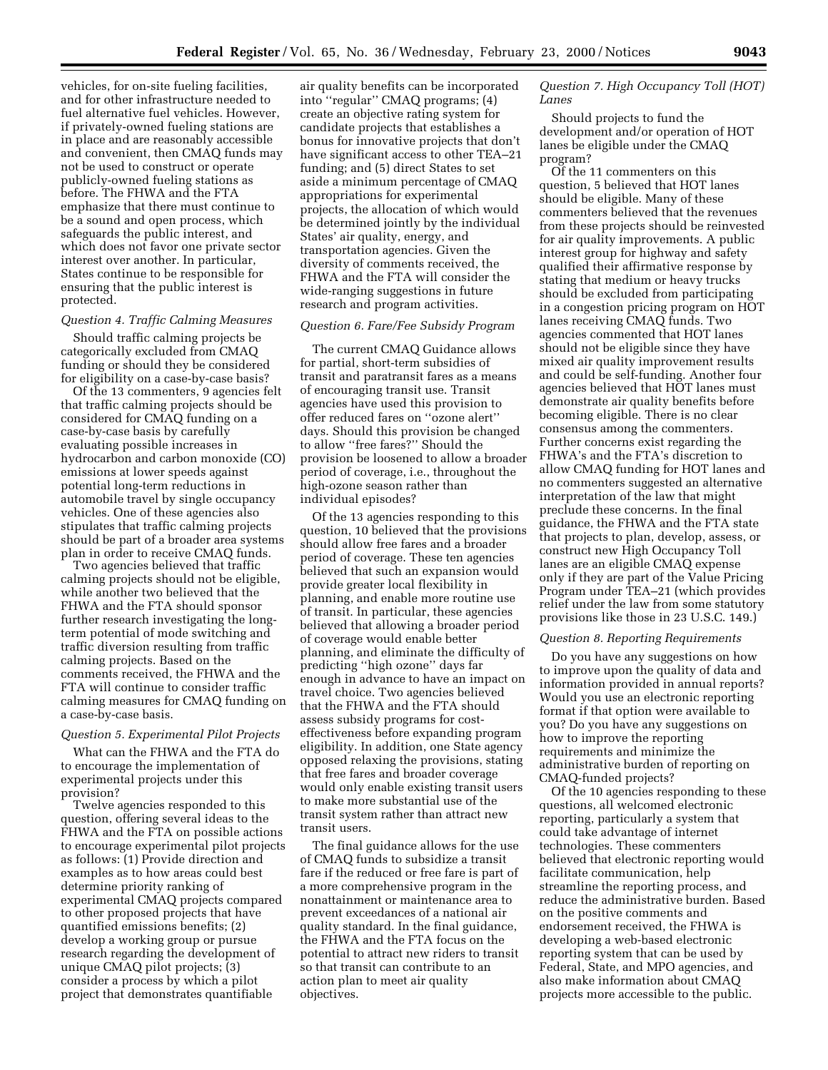vehicles, for on-site fueling facilities, and for other infrastructure needed to fuel alternative fuel vehicles. However, if privately-owned fueling stations are in place and are reasonably accessible and convenient, then CMAQ funds may not be used to construct or operate publicly-owned fueling stations as before. The FHWA and the FTA emphasize that there must continue to be a sound and open process, which safeguards the public interest, and which does not favor one private sector interest over another. In particular, States continue to be responsible for ensuring that the public interest is protected.

*Question 4. Traffic Calming Measures*

Should traffic calming projects be categorically excluded from CMAQ funding or should they be considered for eligibility on a case-by-case basis?

Of the 13 commenters, 9 agencies felt that traffic calming projects should be considered for CMAQ funding on a case-by-case basis by carefully evaluating possible increases in hydrocarbon and carbon monoxide (CO) emissions at lower speeds against potential long-term reductions in automobile travel by single occupancy vehicles. One of these agencies also stipulates that traffic calming projects should be part of a broader area systems plan in order to receive CMAQ funds.

Two agencies believed that traffic calming projects should not be eligible, while another two believed that the FHWA and the FTA should sponsor further research investigating the long-term potential of mode switching and traffic diversion resulting from traffic calming projects. Based on the comments received, the FHWA and the FTA will continue to consider traffic calming measures for CMAQ funding on a case-by-case basis.

*Question 5. Experimental Pilot Projects*

What can the FHWA and the FTA do to encourage the implementation of experimental projects under this provision?

Twelve agencies responded to this question, offering several ideas to the FHWA and the FTA on possible actions to encourage experimental pilot projects as follows: (1) Provide direction and examples as to how areas could best determine priority ranking of experimental CMAQ projects compared to other proposed projects that have quantified emissions benefits; (2) develop a working group or pursue research regarding the development of unique CMAQ pilot projects; (3) consider a process by which a pilot project that demonstrates quantifiable air quality benefits can be incorporated into "regular" CMAQ programs; (4) create an objective rating system for candidate projects that establishes a bonus for innovative projects that don't have significant access to other TEA–21 funding; and (5) direct States to set aside a minimum percentage of CMAQ appropriations for experimental projects, the allocation of which would be determined jointly by the individual States' air quality, energy, and transportation agencies. Given the diversity of comments received, the FHWA and the FTA will consider the wide-ranging suggestions in future research and program activities.

*Question 6. Fare/Fee Subsidy Program*

The current CMAQ Guidance allows for partial, short-term subsidies of transit and paratransit fares as a means of encouraging transit use. Transit agencies have used this provision to offer reduced fares on "ozone alert" days. Should this provision be changed to allow "free fares?" Should the provision be loosened to allow a broader period of coverage, i.e., throughout the high-ozone season rather than individual episodes?

Of the 13 agencies responding to this question, 10 believed that the provisions should allow free fares and a broader period of coverage. These ten agencies believed that such an expansion would provide greater local flexibility in planning, and enable more routine use of transit. In particular, these agencies believed that allowing a broader period of coverage would enable better planning, and eliminate the difficulty of predicting "high ozone" days far enough in advance to have an impact on travel choice. Two agencies believed that the FHWA and the FTA should assess subsidy programs for cost-effectiveness before expanding program eligibility. In addition, one State agency opposed relaxing the provisions, stating that free fares and broader coverage would only enable existing transit users to make more substantial use of the transit system rather than attract new transit users.

The final guidance allows for the use of CMAQ funds to subsidize a transit fare if the reduced or free fare is part of a more comprehensive program in the nonattainment or maintenance area to prevent exceedances of a national air quality standard. In the final guidance, the FHWA and the FTA focus on the potential to attract new riders to transit so that transit can contribute to an action plan to meet air quality objectives.

*Question 7. High Occupancy Toll (HOT) Lanes*

Should projects to fund the development and/or operation of HOT lanes be eligible under the CMAQ program?

Of the 11 commenters on this question, 5 believed that HOT lanes should be eligible. Many of these commenters believed that the revenues from these projects should be reinvested for air quality improvements. A public interest group for highway and safety qualified their affirmative response by stating that medium or heavy trucks should be excluded from participating in a congestion pricing program on HOT lanes receiving CMAQ funds. Two agencies commented that HOT lanes should not be eligible since they have mixed air quality improvement results and could be self-funding. Another four agencies believed that HOT lanes must demonstrate air quality benefits before becoming eligible. There is no clear consensus among the commenters. Further concerns exist regarding the FHWA's and the FTA's discretion to allow CMAQ funding for HOT lanes and no commenters suggested an alternative interpretation of the law that might preclude these concerns. In the final guidance, the FHWA and the FTA state that projects to plan, develop, assess, or construct new High Occupancy Toll lanes are an eligible CMAQ expense only if they are part of the Value Pricing Program under TEA–21 (which provides relief under the law from some statutory provisions like those in 23 U.S.C. 149.)

*Question 8. Reporting Requirements*

Do you have any suggestions on how to improve upon the quality of data and information provided in annual reports? Would you use an electronic reporting format if that option were available to you? Do you have any suggestions on how to improve the reporting requirements and minimize the administrative burden of reporting on CMAQ-funded projects?

Of the 10 agencies responding to these questions, all welcomed electronic reporting, particularly a system that could take advantage of internet technologies. These commenters believed that electronic reporting would facilitate communication, help streamline the reporting process, and reduce the administrative burden. Based on the positive comments and endorsement received, the FHWA is developing a web-based electronic reporting system that can be used by Federal, State, and MPO agencies, and also make information about CMAQ projects more accessible to the public.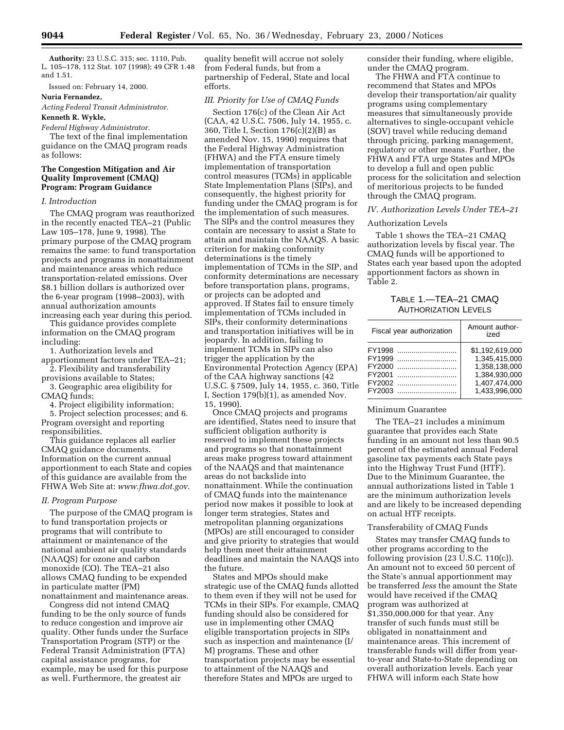**Authority:** 23 U.S.C. 315; sec. 1110, Pub. L. 105–178, 112 Stat. 107 (1998); 49 CFR 1.48 and 1.51.

Issued on: February 14, 2000.

**Nuria Fernandez,**

*Acting Federal Transit Administrator.*

**Kenneth R. Wykle,**

*Federal Highway Administrator.*

The text of the final implementation guidance on the CMAQ program reads as follows:

## The Congestion Mitigation and Air Quality Improvement (CMAQ) Program: Program Guidance

### *I. Introduction*

The CMAQ program was reauthorized in the recently enacted TEA–21 (Public Law 105–178, June 9, 1998). The primary purpose of the CMAQ program remains the same: to fund transportation projects and programs in nonattainment and maintenance areas which reduce transportation-related emissions. Over $8.1 billion dollars is authorized over the 6-year program (1998–2003), with annual authorization amounts increasing each year during this period.

This guidance provides complete information on the CMAQ program including:

1. Authorization levels and apportionment factors under TEA–21;
2. Flexibility and transferability provisions available to States;
3. Geographic area eligibility for CMAQ funds;
4. Project eligibility information;
5. Project selection processes; and 6. Program oversight and reporting responsibilities.

This guidance replaces all earlier CMAQ guidance documents. Information on the current annual apportionment to each State and copies of this guidance are available from the FHWA Web Site at: *www.fhwa.dot.gov*.

### *II. Program Purpose*

The purpose of the CMAQ program is to fund transportation projects or programs that will contribute to attainment or maintenance of the national ambient air quality standards (NAAQS) for ozone and carbon monoxide (CO). The TEA–21 also allows CMAQ funding to be expended in particulate matter (PM) nonattainment and maintenance areas.

Congress did not intend CMAQ funding to be the only source of funds to reduce congestion and improve air quality. Other funds under the Surface Transportation Program (STP) or the Federal Transit Administration (FTA) capital assistance programs, for example, may be used for this purpose as well. Furthermore, the greatest air quality benefit will accrue not solely from Federal funds, but from a partnership of Federal, State and local efforts.

### *III. Priority for Use of CMAQ Funds*

Section 176(c) of the Clean Air Act (CAA, 42 U.S.C. 7506, July 14, 1955, c. 360, Title I, Section 176(c)(2)(B) as amended Nov. 15, 1990) requires that the Federal Highway Administration (FHWA) and the FTA ensure timely implementation of transportation control measures (TCMs) in applicable State Implementation Plans (SIPs), and consequently, the highest priority for funding under the CMAQ program is for the implementation of such measures. The SIPs and the control measures they contain are necessary to assist a State to attain and maintain the NAAQS. A basic criterion for making conformity determinations is the timely implementation of TCMs in the SIP, and conformity determinations are necessary before transportation plans, programs, or projects can be adopted and approved. If States fail to ensure timely implementation of TCMs included in SIPs, their conformity determinations and transportation initiatives will be in jeopardy. In addition, failing to implement TCMs in SIPs can also trigger the application by the Environmental Protection Agency (EPA) of the CAA highway sanctions (42 U.S.C. § 7509, July 14, 1955, c. 360, Title I, Section 179(b)(1), as amended Nov. 15, 1990).

Once CMAQ projects and programs are identified, States need to insure that sufficient obligation authority is reserved to implement these projects and programs so that nonattainment areas make progress toward attainment of the NAAQS and that maintenance areas do not backslide into nonattainment. While the continuation of CMAQ funds into the maintenance period now makes it possible to look at longer term strategies, States and metropolitan planning organizations (MPOs) are still encouraged to consider and give priority to strategies that would help them meet their attainment deadlines and maintain the NAAQS into the future.

States and MPOs should make strategic use of the CMAQ funds allotted to them even if they will not be used for TCMs in their SIPs. For example, CMAQ funding should also be considered for use in implementing other CMAQ eligible transportation projects in SIPs such as inspection and maintenance (I/M) programs. These and other transportation projects may be essential to attainment of the NAAQS and therefore States and MPOs are urged to consider their funding, where eligible, under the CMAQ program.

The FHWA and FTA continue to recommend that States and MPOs develop their transportation/air quality programs using complementary measures that simultaneously provide alternatives to single-occupant vehicle (SOV) travel while reducing demand through pricing, parking management, regulatory or other means. Further, the FHWA and FTA urge States and MPOs to develop a full and open public process for the solicitation and selection of meritorious projects to be funded through the CMAQ program.

### *IV. Authorization Levels Under TEA–21*

Authorization Levels

Table 1 shows the TEA–21 CMAQ authorization levels by fiscal year. The CMAQ funds will be apportioned to States each year based upon the adopted apportionment factors as shown in Table 2.

TABLE 1.—TEA–21 CMAQ AUTHORIZATION LEVELS

| Fiscal year authorization | Amount authorized |
|---|---|
| FY1998 | $1,192,619,000 |
| FY1999 | 1,345,415,000 |
| FY2000 | 1,358,138,000 |
| FY2001 | 1,384,930,000 |
| FY2002 | 1,407,474,000 |
| FY2003 | 1,433,996,000 |

Minimum Guarantee

The TEA–21 includes a minimum guarantee that provides each State funding in an amount not less than 90.5 percent of the estimated annual Federal gasoline tax payments each State pays into the Highway Trust Fund (HTF). Due to the Minimum Guarantee, the annual authorizations listed in Table 1 are the minimum authorization levels and are likely to be increased depending on actual HTF receipts.

Transferability of CMAQ Funds

States may transfer CMAQ funds to other programs according to the following provision (23 U.S.C. 110(c)). An amount not to exceed 50 percent of the State's annual apportionment may be transferred *less* the amount the State would have received if the CMAQ program was authorized at $1,350,000,000 for that year. Any transfer of such funds must still be obligated in nonattainment and maintenance areas. This increment of transferable funds will differ from year-to-year and State-to-State depending on overall authorization levels. Each year FHWA will inform each State how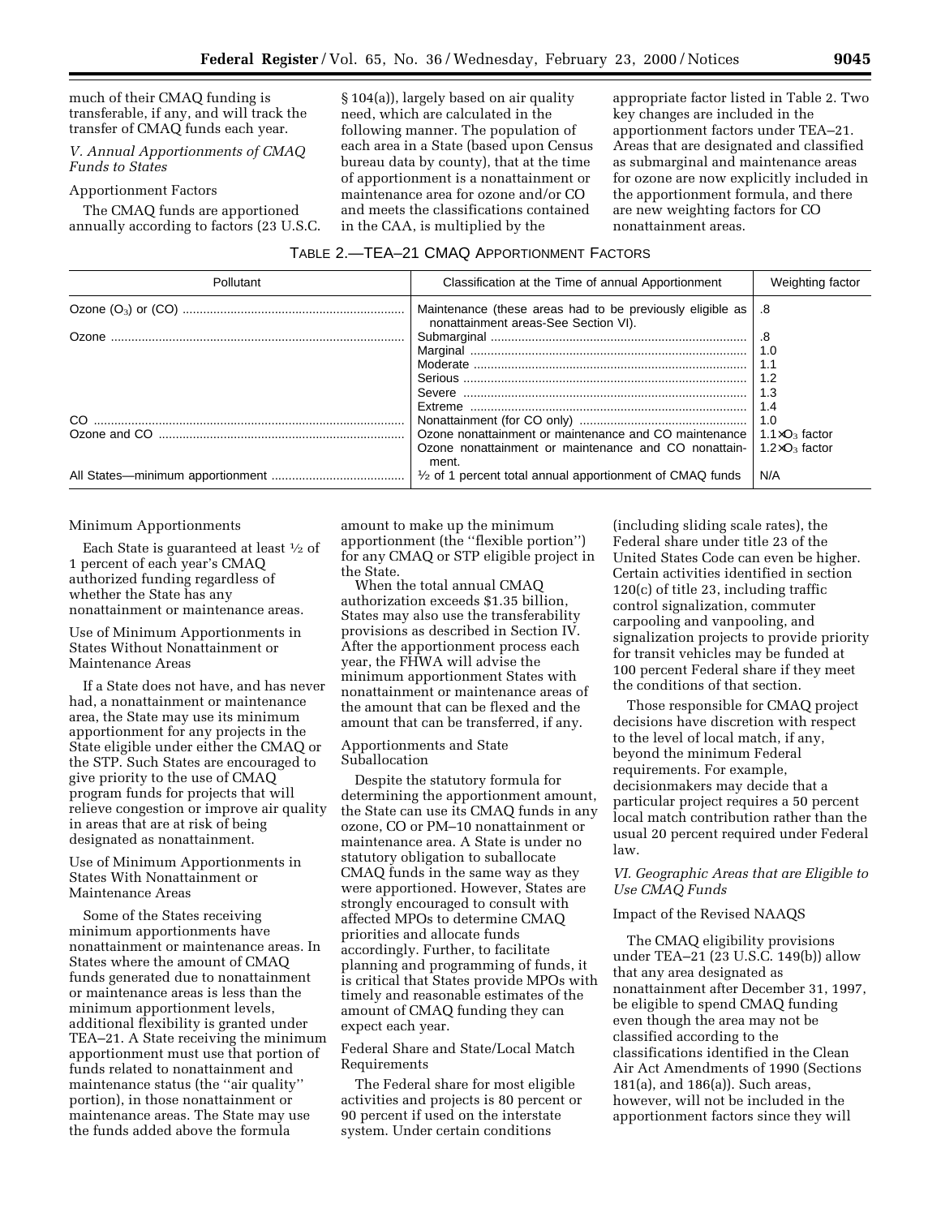much of their CMAQ funding is transferable, if any, and will track the transfer of CMAQ funds each year.

*V. Annual Apportionments of CMAQ Funds to States*

Apportionment Factors

The CMAQ funds are apportioned annually according to factors (23 U.S.C. § 104(a)), largely based on air quality need, which are calculated in the following manner. The population of each area in a State (based upon Census bureau data by county), that at the time of apportionment is a nonattainment or maintenance area for ozone and/or CO and meets the classifications contained in the CAA, is multiplied by the appropriate factor listed in Table 2. Two key changes are included in the apportionment factors under TEA–21. Areas that are designated and classified as submarginal and maintenance areas for ozone are now explicitly included in the apportionment formula, and there are new weighting factors for CO nonattainment areas.

TABLE 2.—TEA–21 CMAQ APPORTIONMENT FACTORS

| Pollutant | Classification at the Time of annual Apportionment | Weighting factor |
|---|---|---|
| Ozone ($O_3$) or (CO) | Maintenance (these areas had to be previously eligible as nonattainment areas-See Section VI). | .8 |
| Ozone | Submarginal | .8 |
| | Marginal | 1.0 |
| | Moderate | 1.1 |
| | Serious | 1.2 |
| | Severe | 1.3 |
| | Extreme | 1.4 |
| CO | Nonattainment (for CO only) | 1.0 |
| Ozone and CO | Ozone nonattainment or maintenance and CO maintenance | $1.1 \times O_3$ factor |
| | Ozone nonattainment or maintenance and CO nonattainment. | $1.2 \times O_3$ factor |
| All States—minimum apportionment | ½ of 1 percent total annual apportionment of CMAQ funds | N/A |

Minimum Apportionments

Each State is guaranteed at least ½ of 1 percent of each year's CMAQ authorized funding regardless of whether the State has any nonattainment or maintenance areas.

Use of Minimum Apportionments in States Without Nonattainment or Maintenance Areas

If a State does not have, and has never had, a nonattainment or maintenance area, the State may use its minimum apportionment for any projects in the State eligible under either the CMAQ or the STP. Such States are encouraged to give priority to the use of CMAQ program funds for projects that will relieve congestion or improve air quality in areas that are at risk of being designated as nonattainment.

Use of Minimum Apportionments in States With Nonattainment or Maintenance Areas

Some of the States receiving minimum apportionments have nonattainment or maintenance areas. In States where the amount of CMAQ funds generated due to nonattainment or maintenance areas is less than the minimum apportionment levels, additional flexibility is granted under TEA–21. A State receiving the minimum apportionment must use that portion of funds related to nonattainment and maintenance status (the ''air quality'' portion), in those nonattainment or maintenance areas. The State may use the funds added above the formula amount to make up the minimum apportionment (the ''flexible portion'') for any CMAQ or STP eligible project in the State.

When the total annual CMAQ authorization exceeds $1.35 billion, States may also use the transferability provisions as described in Section IV. After the apportionment process each year, the FHWA will advise the minimum apportionment States with nonattainment or maintenance areas of the amount that can be flexed and the amount that can be transferred, if any.

Apportionments and State Suballocation

Despite the statutory formula for determining the apportionment amount, the State can use its CMAQ funds in any ozone, CO or PM–10 nonattainment or maintenance area. A State is under no statutory obligation to suballocate CMAQ funds in the same way as they were apportioned. However, States are strongly encouraged to consult with affected MPOs to determine CMAQ priorities and allocate funds accordingly. Further, to facilitate planning and programming of funds, it is critical that States provide MPOs with timely and reasonable estimates of the amount of CMAQ funding they can expect each year.

Federal Share and State/Local Match Requirements

The Federal share for most eligible activities and projects is 80 percent or 90 percent if used on the interstate system. Under certain conditions (including sliding scale rates), the Federal share under title 23 of the United States Code can even be higher. Certain activities identified in section 120(c) of title 23, including traffic control signalization, commuter carpooling and vanpooling, and signalization projects to provide priority for transit vehicles may be funded at 100 percent Federal share if they meet the conditions of that section.

Those responsible for CMAQ project decisions have discretion with respect to the level of local match, if any, beyond the minimum Federal requirements. For example, decisionmakers may decide that a particular project requires a 50 percent local match contribution rather than the usual 20 percent required under Federal law.

*VI. Geographic Areas that are Eligible to Use CMAQ Funds*

Impact of the Revised NAAQS

The CMAQ eligibility provisions under TEA–21 (23 U.S.C. 149(b)) allow that any area designated as nonattainment after December 31, 1997, be eligible to spend CMAQ funding even though the area may not be classified according to the classifications identified in the Clean Air Act Amendments of 1990 (Sections 181(a), and 186(a)). Such areas, however, will not be included in the apportionment factors since they will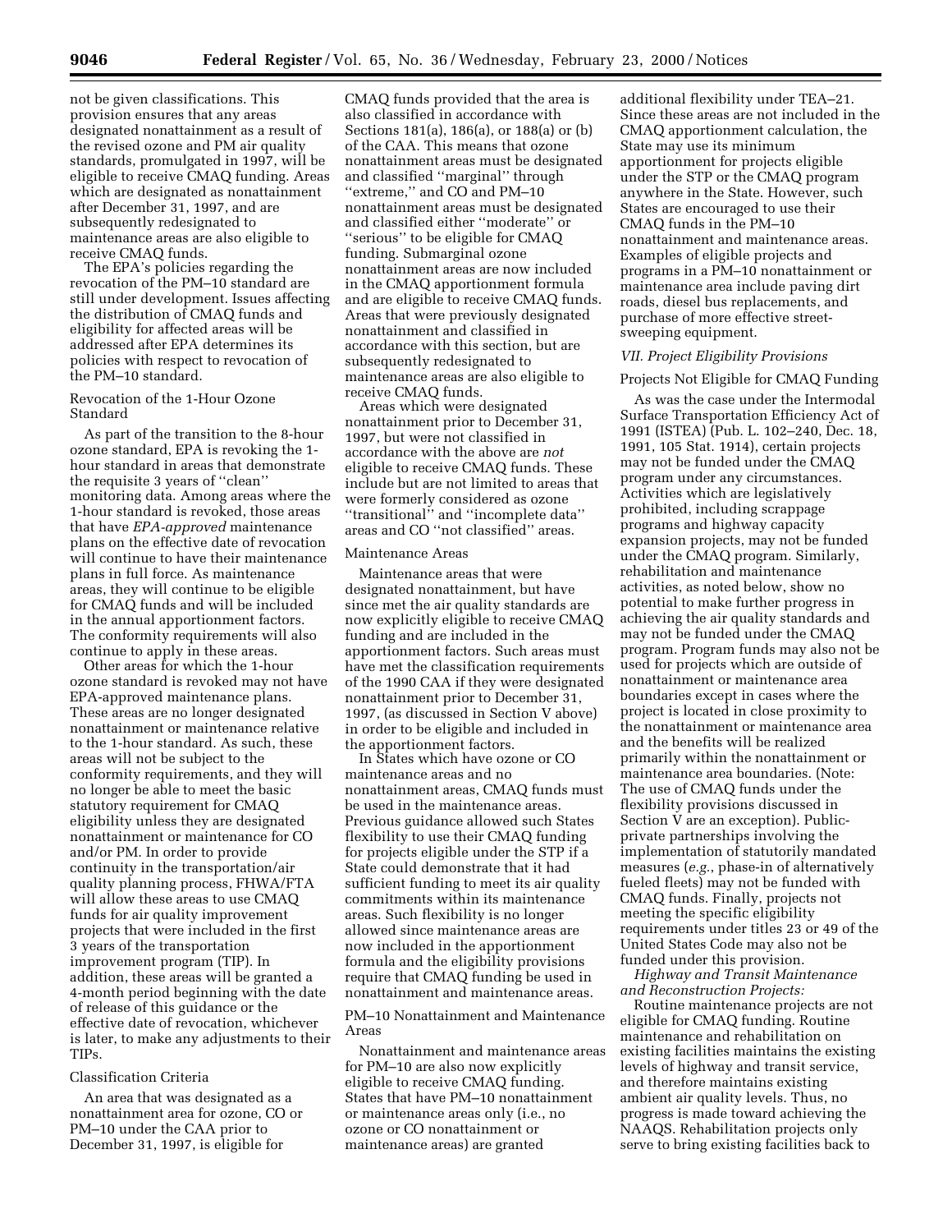not be given classifications. This provision ensures that any areas designated nonattainment as a result of the revised ozone and PM air quality standards, promulgated in 1997, will be eligible to receive CMAQ funding. Areas which are designated as nonattainment after December 31, 1997, and are subsequently redesignated to maintenance areas are also eligible to receive CMAQ funds.

The EPA's policies regarding the revocation of the PM–10 standard are still under development. Issues affecting the distribution of CMAQ funds and eligibility for affected areas will be addressed after EPA determines its policies with respect to revocation of the PM–10 standard.

Revocation of the 1-Hour Ozone Standard

As part of the transition to the 8-hour ozone standard, EPA is revoking the 1-hour standard in areas that demonstrate the requisite 3 years of ''clean'' monitoring data. Among areas where the 1-hour standard is revoked, those areas that have *EPA-approved* maintenance plans on the effective date of revocation will continue to have their maintenance plans in full force. As maintenance areas, they will continue to be eligible for CMAQ funds and will be included in the annual apportionment factors. The conformity requirements will also continue to apply in these areas.

Other areas for which the 1-hour ozone standard is revoked may not have EPA-approved maintenance plans. These areas are no longer designated nonattainment or maintenance relative to the 1-hour standard. As such, these areas will not be subject to the conformity requirements, and they will no longer be able to meet the basic statutory requirement for CMAQ eligibility unless they are designated nonattainment or maintenance for CO and/or PM. In order to provide continuity in the transportation/air quality planning process, FHWA/FTA will allow these areas to use CMAQ funds for air quality improvement projects that were included in the first 3 years of the transportation improvement program (TIP). In addition, these areas will be granted a 4-month period beginning with the date of release of this guidance or the effective date of revocation, whichever is later, to make any adjustments to their TIPs.

Classification Criteria

An area that was designated as a nonattainment area for ozone, CO or PM–10 under the CAA prior to December 31, 1997, is eligible for CMAQ funds provided that the area is also classified in accordance with Sections 181(a), 186(a), or 188(a) or (b) of the CAA. This means that ozone nonattainment areas must be designated and classified ''marginal'' through ''extreme,'' and CO and PM–10 nonattainment areas must be designated and classified either ''moderate'' or ''serious'' to be eligible for CMAQ funding. Submarginal ozone nonattainment areas are now included in the CMAQ apportionment formula and are eligible to receive CMAQ funds. Areas that were previously designated nonattainment and classified in accordance with this section, but are subsequently redesignated to maintenance areas are also eligible to receive CMAQ funds.

Areas which were designated nonattainment prior to December 31, 1997, but were not classified in accordance with the above are *not* eligible to receive CMAQ funds. These include but are not limited to areas that were formerly considered as ozone ''transitional'' and ''incomplete data'' areas and CO ''not classified'' areas.

Maintenance Areas

Maintenance areas that were designated nonattainment, but have since met the air quality standards are now explicitly eligible to receive CMAQ funding and are included in the apportionment factors. Such areas must have met the classification requirements of the 1990 CAA if they were designated nonattainment prior to December 31, 1997, (as discussed in Section V above) in order to be eligible and included in the apportionment factors.

In States which have ozone or CO maintenance areas and no nonattainment areas, CMAQ funds must be used in the maintenance areas. Previous guidance allowed such States flexibility to use their CMAQ funding for projects eligible under the STP if a State could demonstrate that it had sufficient funding to meet its air quality commitments within its maintenance areas. Such flexibility is no longer allowed since maintenance areas are now included in the apportionment formula and the eligibility provisions require that CMAQ funding be used in nonattainment and maintenance areas.

PM–10 Nonattainment and Maintenance Areas

Nonattainment and maintenance areas for PM–10 are also now explicitly eligible to receive CMAQ funding. States that have PM–10 nonattainment or maintenance areas only (i.e., no ozone or CO nonattainment or maintenance areas) are granted additional flexibility under TEA–21. Since these areas are not included in the CMAQ apportionment calculation, the State may use its minimum apportionment for projects eligible under the STP or the CMAQ program anywhere in the State. However, such States are encouraged to use their CMAQ funds in the PM–10 nonattainment and maintenance areas. Examples of eligible projects and programs in a PM–10 nonattainment or maintenance area include paving dirt roads, diesel bus replacements, and purchase of more effective street-sweeping equipment.

## VII. Project Eligibility Provisions

Projects Not Eligible for CMAQ Funding

As was the case under the Intermodal Surface Transportation Efficiency Act of 1991 (ISTEA) (Pub. L. 102–240, Dec. 18, 1991, 105 Stat. 1914), certain projects may not be funded under the CMAQ program under any circumstances. Activities which are legislatively prohibited, including scrappage programs and highway capacity expansion projects, may not be funded under the CMAQ program. Similarly, rehabilitation and maintenance activities, as noted below, show no potential to make further progress in achieving the air quality standards and may not be funded under the CMAQ program. Program funds may also not be used for projects which are outside of nonattainment or maintenance area boundaries except in cases where the project is located in close proximity to the nonattainment or maintenance area and the benefits will be realized primarily within the nonattainment or maintenance area boundaries. (Note: The use of CMAQ funds under the flexibility provisions discussed in Section V are an exception). Public-private partnerships involving the implementation of statutorily mandated measures (*e.g.*, phase-in of alternatively fueled fleets) may not be funded with CMAQ funds. Finally, projects not meeting the specific eligibility requirements under titles 23 or 49 of the United States Code may also not be funded under this provision.

*Highway and Transit Maintenance and Reconstruction Projects:*

Routine maintenance projects are not eligible for CMAQ funding. Routine maintenance and rehabilitation on existing facilities maintains the existing levels of highway and transit service, and therefore maintains existing ambient air quality levels. Thus, no progress is made toward achieving the NAAQS. Rehabilitation projects only serve to bring existing facilities back to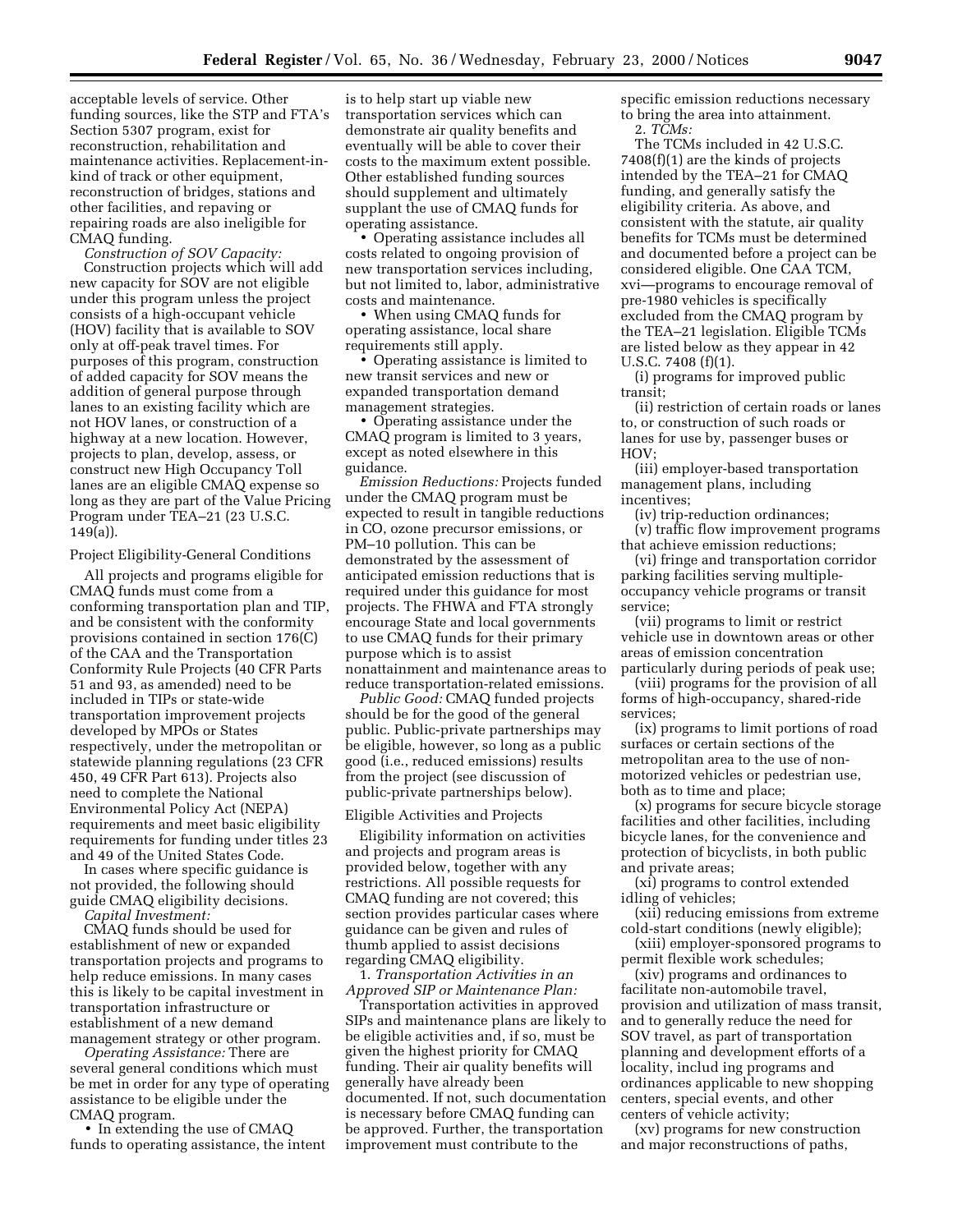acceptable levels of service. Other funding sources, like the STP and FTA's Section 5307 program, exist for reconstruction, rehabilitation and maintenance activities. Replacement-in-kind of track or other equipment, reconstruction of bridges, stations and other facilities, and repaving or repairing roads are also ineligible for CMAQ funding.

*Construction of SOV Capacity:* Construction projects which will add new capacity for SOV are not eligible under this program unless the project consists of a high-occupant vehicle (HOV) facility that is available to SOV only at off-peak travel times. For purposes of this program, construction of added capacity for SOV means the addition of general purpose through lanes to an existing facility which are not HOV lanes, or construction of a highway at a new location. However, projects to plan, develop, assess, or construct new High Occupancy Toll lanes are an eligible CMAQ expense so long as they are part of the Value Pricing Program under TEA–21 (23 U.S.C. 149(a)).

Project Eligibility-General Conditions

All projects and programs eligible for CMAQ funds must come from a conforming transportation plan and TIP, and be consistent with the conformity provisions contained in section 176(C) of the CAA and the Transportation Conformity Rule Projects (40 CFR Parts 51 and 93, as amended) need to be included in TIPs or state-wide transportation improvement projects developed by MPOs or States respectively, under the metropolitan or statewide planning regulations (23 CFR 450, 49 CFR Part 613). Projects also need to complete the National Environmental Policy Act (NEPA) requirements and meet basic eligibility requirements for funding under titles 23 and 49 of the United States Code.

In cases where specific guidance is not provided, the following should guide CMAQ eligibility decisions.

*Capital Investment:* CMAQ funds should be used for establishment of new or expanded transportation projects and programs to help reduce emissions. In many cases this is likely to be capital investment in transportation infrastructure or establishment of a new demand management strategy or other program.

*Operating Assistance:* There are several general conditions which must be met in order for any type of operating assistance to be eligible under the CMAQ program.

• In extending the use of CMAQ funds to operating assistance, the intent is to help start up viable new transportation services which can demonstrate air quality benefits and eventually will be able to cover their costs to the maximum extent possible. Other established funding sources should supplement and ultimately supplant the use of CMAQ funds for operating assistance.

• Operating assistance includes all costs related to ongoing provision of new transportation services including, but not limited to, labor, administrative costs and maintenance.

• When using CMAQ funds for operating assistance, local share requirements still apply.

• Operating assistance is limited to new transit services and new or expanded transportation demand management strategies.

• Operating assistance under the CMAQ program is limited to 3 years, except as noted elsewhere in this guidance.

*Emission Reductions:* Projects funded under the CMAQ program must be expected to result in tangible reductions in CO, ozone precursor emissions, or PM–10 pollution. This can be demonstrated by the assessment of anticipated emission reductions that is required under this guidance for most projects. The FHWA and FTA strongly encourage State and local governments to use CMAQ funds for their primary purpose which is to assist nonattainment and maintenance areas to reduce transportation-related emissions.

*Public Good:* CMAQ funded projects should be for the good of the general public. Public-private partnerships may be eligible, however, so long as a public good (i.e., reduced emissions) results from the project (see discussion of public-private partnerships below).

Eligible Activities and Projects

Eligibility information on activities and projects and program areas is provided below, together with any restrictions. All possible requests for CMAQ funding are not covered; this section provides particular cases where guidance can be given and rules of thumb applied to assist decisions regarding CMAQ eligibility.

1. *Transportation Activities in an Approved SIP or Maintenance Plan:* Transportation activities in approved SIPs and maintenance plans are likely to be eligible activities and, if so, must be given the highest priority for CMAQ funding. Their air quality benefits will generally have already been documented. If not, such documentation is necessary before CMAQ funding can be approved. Further, the transportation improvement must contribute to the specific emission reductions necessary to bring the area into attainment.

2. *TCMs:* The TCMs included in 42 U.S.C. 7408(f)(1) are the kinds of projects intended by the TEA–21 for CMAQ funding, and generally satisfy the eligibility criteria. As above, and consistent with the statute, air quality benefits for TCMs must be determined and documented before a project can be considered eligible. One CAA TCM, xvi—programs to encourage removal of pre-1980 vehicles is specifically excluded from the CMAQ program by the TEA–21 legislation. Eligible TCMs are listed below as they appear in 42 U.S.C. 7408 (f)(1).

(i) programs for improved public transit;

(ii) restriction of certain roads or lanes to, or construction of such roads or lanes for use by, passenger buses or HOV;

(iii) employer-based transportation management plans, including incentives;

(iv) trip-reduction ordinances;

(v) traffic flow improvement programs that achieve emission reductions;

(vi) fringe and transportation corridor parking facilities serving multiple-occupancy vehicle programs or transit service;

(vii) programs to limit or restrict vehicle use in downtown areas or other areas of emission concentration particularly during periods of peak use;

(viii) programs for the provision of all forms of high-occupancy, shared-ride services;

(ix) programs to limit portions of road surfaces or certain sections of the metropolitan area to the use of non-motorized vehicles or pedestrian use, both as to time and place;

(x) programs for secure bicycle storage facilities and other facilities, including bicycle lanes, for the convenience and protection of bicyclists, in both public and private areas;

(xi) programs to control extended idling of vehicles;

(xii) reducing emissions from extreme cold-start conditions (newly eligible);

(xiii) employer-sponsored programs to permit flexible work schedules;

(xiv) programs and ordinances to facilitate non-automobile travel, provision and utilization of mass transit, and to generally reduce the need for SOV travel, as part of transportation planning and development efforts of a locality, includ ing programs and ordinances applicable to new shopping centers, special events, and other centers of vehicle activity;

(xv) programs for new construction and major reconstructions of paths,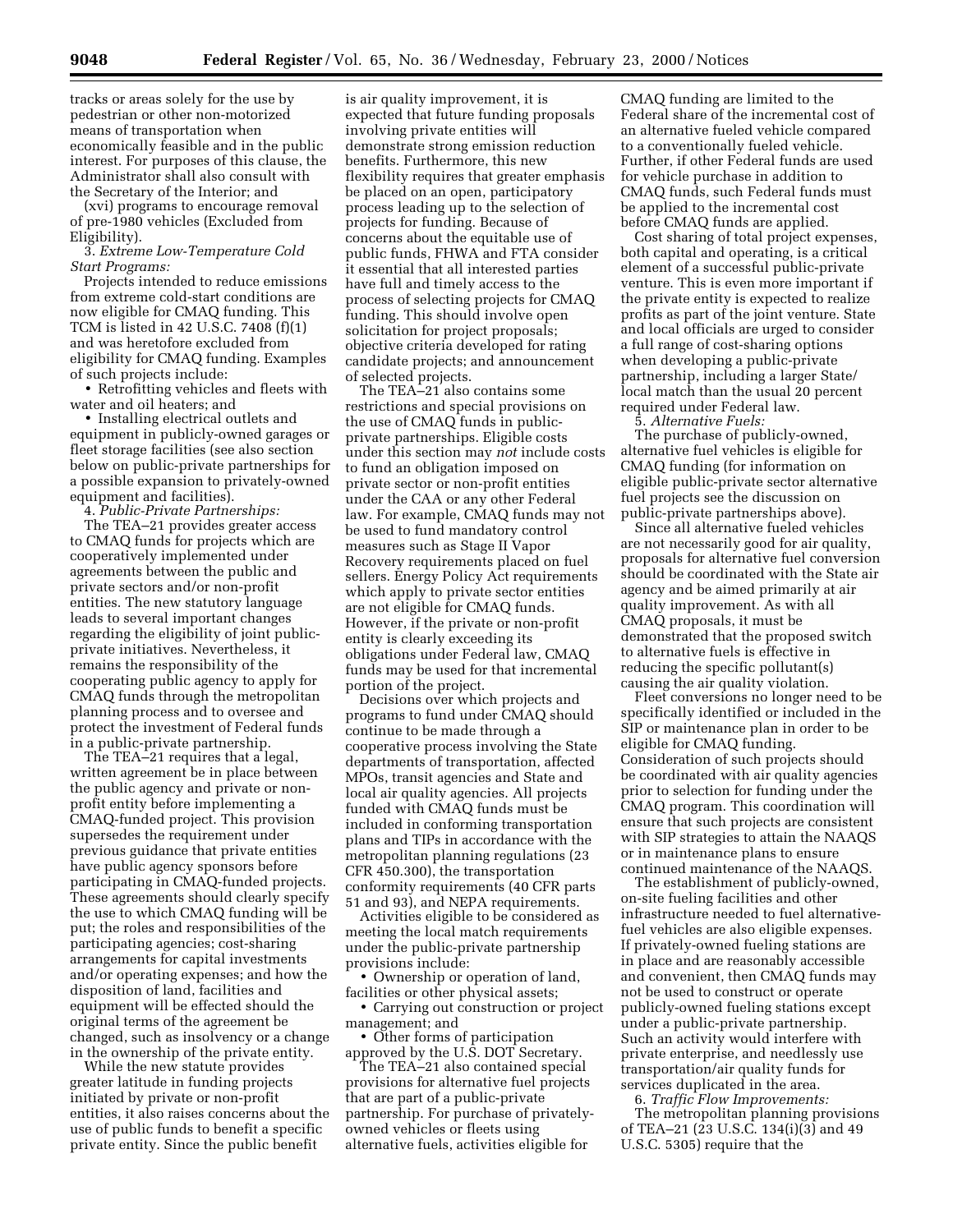tracks or areas solely for the use by pedestrian or other non-motorized means of transportation when economically feasible and in the public interest. For purposes of this clause, the Administrator shall also consult with the Secretary of the Interior; and

(xvi) programs to encourage removal of pre-1980 vehicles (Excluded from Eligibility).

3. *Extreme Low-Temperature Cold Start Programs:*

Projects intended to reduce emissions from extreme cold-start conditions are now eligible for CMAQ funding. This TCM is listed in 42 U.S.C. 7408 (f)(1) and was heretofore excluded from eligibility for CMAQ funding. Examples of such projects include:

• Retrofitting vehicles and fleets with water and oil heaters; and

• Installing electrical outlets and equipment in publicly-owned garages or fleet storage facilities (see also section below on public-private partnerships for a possible expansion to privately-owned equipment and facilities).

4. *Public-Private Partnerships:*

The TEA–21 provides greater access to CMAQ funds for projects which are cooperatively implemented under agreements between the public and private sectors and/or non-profit entities. The new statutory language leads to several important changes regarding the eligibility of joint public-private initiatives. Nevertheless, it remains the responsibility of the cooperating public agency to apply for CMAQ funds through the metropolitan planning process and to oversee and protect the investment of Federal funds in a public-private partnership.

The TEA–21 requires that a legal, written agreement be in place between the public agency and private or non-profit entity before implementing a CMAQ-funded project. This provision supersedes the requirement under previous guidance that private entities have public agency sponsors before participating in CMAQ-funded projects. These agreements should clearly specify the use to which CMAQ funding will be put; the roles and responsibilities of the participating agencies; cost-sharing arrangements for capital investments and/or operating expenses; and how the disposition of land, facilities and equipment will be effected should the original terms of the agreement be changed, such as insolvency or a change in the ownership of the private entity.

While the new statute provides greater latitude in funding projects initiated by private or non-profit entities, it also raises concerns about the use of public funds to benefit a specific private entity. Since the public benefit is air quality improvement, it is expected that future funding proposals involving private entities will demonstrate strong emission reduction benefits. Furthermore, this new flexibility requires that greater emphasis be placed on an open, participatory process leading up to the selection of projects for funding. Because of concerns about the equitable use of public funds, FHWA and FTA consider it essential that all interested parties have full and timely access to the process of selecting projects for CMAQ funding. This should involve open solicitation for project proposals; objective criteria developed for rating candidate projects; and announcement of selected projects.

The TEA–21 also contains some restrictions and special provisions on the use of CMAQ funds in public-private partnerships. Eligible costs under this section may *not* include costs to fund an obligation imposed on private sector or non-profit entities under the CAA or any other Federal law. For example, CMAQ funds may not be used to fund mandatory control measures such as Stage II Vapor Recovery requirements placed on fuel sellers. Energy Policy Act requirements which apply to private sector entities are not eligible for CMAQ funds. However, if the private or non-profit entity is clearly exceeding its obligations under Federal law, CMAQ funds may be used for that incremental portion of the project.

Decisions over which projects and programs to fund under CMAQ should continue to be made through a cooperative process involving the State departments of transportation, affected MPOs, transit agencies and State and local air quality agencies. All projects funded with CMAQ funds must be included in conforming transportation plans and TIPs in accordance with the metropolitan planning regulations (23 CFR 450.300), the transportation conformity requirements (40 CFR parts 51 and 93), and NEPA requirements.

Activities eligible to be considered as meeting the local match requirements under the public-private partnership provisions include:

• Ownership or operation of land, facilities or other physical assets;

• Carrying out construction or project management; and

• Other forms of participation approved by the U.S. DOT Secretary.

The TEA–21 also contained special provisions for alternative fuel projects that are part of a public-private partnership. For purchase of privately-owned vehicles or fleets using alternative fuels, activities eligible for CMAQ funding are limited to the Federal share of the incremental cost of an alternative fueled vehicle compared to a conventionally fueled vehicle. Further, if other Federal funds are used for vehicle purchase in addition to CMAQ funds, such Federal funds must be applied to the incremental cost before CMAQ funds are applied.

Cost sharing of total project expenses, both capital and operating, is a critical element of a successful public-private venture. This is even more important if the private entity is expected to realize profits as part of the joint venture. State and local officials are urged to consider a full range of cost-sharing options when developing a public-private partnership, including a larger State/local match than the usual 20 percent required under Federal law.

5. *Alternative Fuels:*

The purchase of publicly-owned, alternative fuel vehicles is eligible for CMAQ funding (for information on eligible public-private sector alternative fuel projects see the discussion on public-private partnerships above).

Since all alternative fueled vehicles are not necessarily good for air quality, proposals for alternative fuel conversion should be coordinated with the State air agency and be aimed primarily at air quality improvement. As with all CMAQ proposals, it must be demonstrated that the proposed switch to alternative fuels is effective in reducing the specific pollutant(s) causing the air quality violation.

Fleet conversions no longer need to be specifically identified or included in the SIP or maintenance plan in order to be eligible for CMAQ funding. Consideration of such projects should be coordinated with air quality agencies prior to selection for funding under the CMAQ program. This coordination will ensure that such projects are consistent with SIP strategies to attain the NAAQS or in maintenance plans to ensure continued maintenance of the NAAQS.

The establishment of publicly-owned, on-site fueling facilities and other infrastructure needed to fuel alternative-fuel vehicles are also eligible expenses. If privately-owned fueling stations are in place and are reasonably accessible and convenient, then CMAQ funds may not be used to construct or operate publicly-owned fueling stations except under a public-private partnership. Such an activity would interfere with private enterprise, and needlessly use transportation/air quality funds for services duplicated in the area.

6. *Traffic Flow Improvements:*

The metropolitan planning provisions of TEA–21 (23 U.S.C. 134(i)(3) and 49 U.S.C. 5305) require that the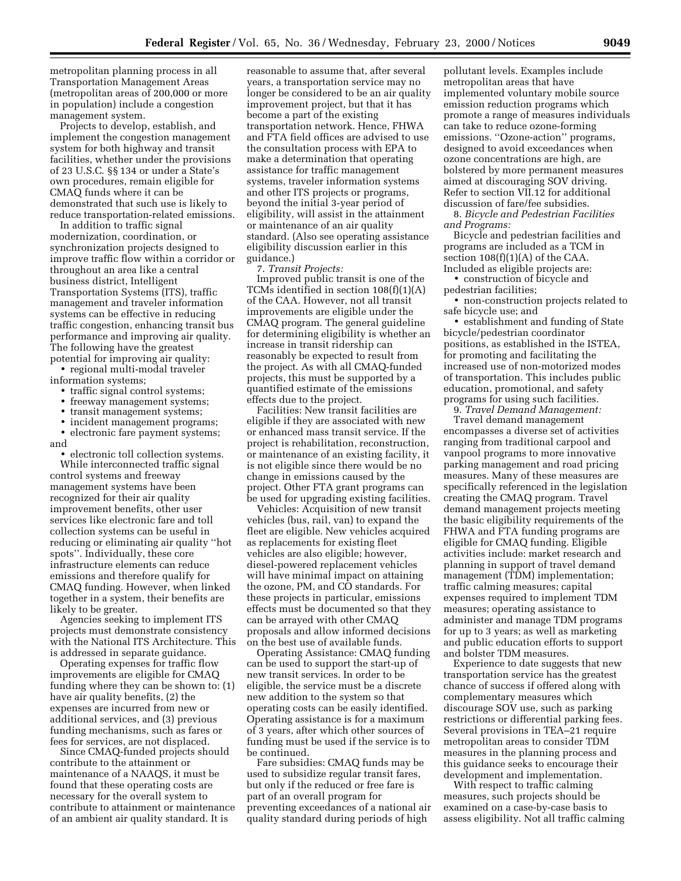metropolitan planning process in all Transportation Management Areas (metropolitan areas of 200,000 or more in population) include a congestion management system.

Projects to develop, establish, and implement the congestion management system for both highway and transit facilities, whether under the provisions of 23 U.S.C. §§ 134 or under a State's own procedures, remain eligible for CMAQ funds where it can be demonstrated that such use is likely to reduce transportation-related emissions.

In addition to traffic signal modernization, coordination, or synchronization projects designed to improve traffic flow within a corridor or throughout an area like a central business district, Intelligent Transportation Systems (ITS), traffic management and traveler information systems can be effective in reducing traffic congestion, enhancing transit bus performance and improving air quality. The following have the greatest potential for improving air quality:

- regional multi-modal traveler information systems;
- traffic signal control systems;
- freeway management systems;
- transit management systems;
- incident management programs;
- electronic fare payment systems; and
- electronic toll collection systems.

While interconnected traffic signal control systems and freeway management systems have been recognized for their air quality improvement benefits, other user services like electronic fare and toll collection systems can be useful in reducing or eliminating air quality ''hot spots''. Individually, these core infrastructure elements can reduce emissions and therefore qualify for CMAQ funding. However, when linked together in a system, their benefits are likely to be greater.

Agencies seeking to implement ITS projects must demonstrate consistency with the National ITS Architecture. This is addressed in separate guidance.

Operating expenses for traffic flow improvements are eligible for CMAQ funding where they can be shown to: (1) have air quality benefits, (2) the expenses are incurred from new or additional services, and (3) previous funding mechanisms, such as fares or fees for services, are not displaced.

Since CMAQ-funded projects should contribute to the attainment or maintenance of a NAAQS, it must be found that these operating costs are necessary for the overall system to contribute to attainment or maintenance of an ambient air quality standard. It is reasonable to assume that, after several years, a transportation service may no longer be considered to be an air quality improvement project, but that it has become a part of the existing transportation network. Hence, FHWA and FTA field offices are advised to use the consultation process with EPA to make a determination that operating assistance for traffic management systems, traveler information systems and other ITS projects or programs, beyond the initial 3-year period of eligibility, will assist in the attainment or maintenance of an air quality standard. (Also see operating assistance eligibility discussion earlier in this guidance.)

7. *Transit Projects:*

Improved public transit is one of the TCMs identified in section 108(f)(1)(A) of the CAA. However, not all transit improvements are eligible under the CMAQ program. The general guideline for determining eligibility is whether an increase in transit ridership can reasonably be expected to result from the project. As with all CMAQ-funded projects, this must be supported by a quantified estimate of the emissions effects due to the project.

Facilities: New transit facilities are eligible if they are associated with new or enhanced mass transit service. If the project is rehabilitation, reconstruction, or maintenance of an existing facility, it is not eligible since there would be no change in emissions caused by the project. Other FTA grant programs can be used for upgrading existing facilities.

Vehicles: Acquisition of new transit vehicles (bus, rail, van) to expand the fleet are eligible. New vehicles acquired as replacements for existing fleet vehicles are also eligible; however, diesel-powered replacement vehicles will have minimal impact on attaining the ozone, PM, and CO standards. For these projects in particular, emissions effects must be documented so that they can be arrayed with other CMAQ proposals and allow informed decisions on the best use of available funds.

Operating Assistance: CMAQ funding can be used to support the start-up of new transit services. In order to be eligible, the service must be a discrete new addition to the system so that operating costs can be easily identified. Operating assistance is for a maximum of 3 years, after which other sources of funding must be used if the service is to be continued.

Fare subsidies: CMAQ funds may be used to subsidize regular transit fares, but only if the reduced or free fare is part of an overall program for preventing exceedances of a national air quality standard during periods of high pollutant levels. Examples include metropolitan areas that have implemented voluntary mobile source emission reduction programs which promote a range of measures individuals can take to reduce ozone-forming emissions. ''Ozone-action'' programs, designed to avoid exceedances when ozone concentrations are high, are bolstered by more permanent measures aimed at discouraging SOV driving. Refer to section VII.12 for additional discussion of fare/fee subsidies.

8. *Bicycle and Pedestrian Facilities and Programs:*

Bicycle and pedestrian facilities and programs are included as a TCM in section 108(f)(1)(A) of the CAA. Included as eligible projects are:

- construction of bicycle and pedestrian facilities;
- non-construction projects related to safe bicycle use; and
- establishment and funding of State bicycle/pedestrian coordinator positions, as established in the ISTEA, for promoting and facilitating the increased use of non-motorized modes of transportation. This includes public education, promotional, and safety programs for using such facilities.

9. *Travel Demand Management:*

Travel demand management encompasses a diverse set of activities ranging from traditional carpool and vanpool programs to more innovative parking management and road pricing measures. Many of these measures are specifically referenced in the legislation creating the CMAQ program. Travel demand management projects meeting the basic eligibility requirements of the FHWA and FTA funding programs are eligible for CMAQ funding. Eligible activities include: market research and planning in support of travel demand management (TDM) implementation; traffic calming measures; capital expenses required to implement TDM measures; operating assistance to administer and manage TDM programs for up to 3 years; as well as marketing and public education efforts to support and bolster TDM measures.

Experience to date suggests that new transportation service has the greatest chance of success if offered along with complementary measures which discourage SOV use, such as parking restrictions or differential parking fees. Several provisions in TEA–21 require metropolitan areas to consider TDM measures in the planning process and this guidance seeks to encourage their development and implementation.

With respect to traffic calming measures, such projects should be examined on a case-by-case basis to assess eligibility. Not all traffic calming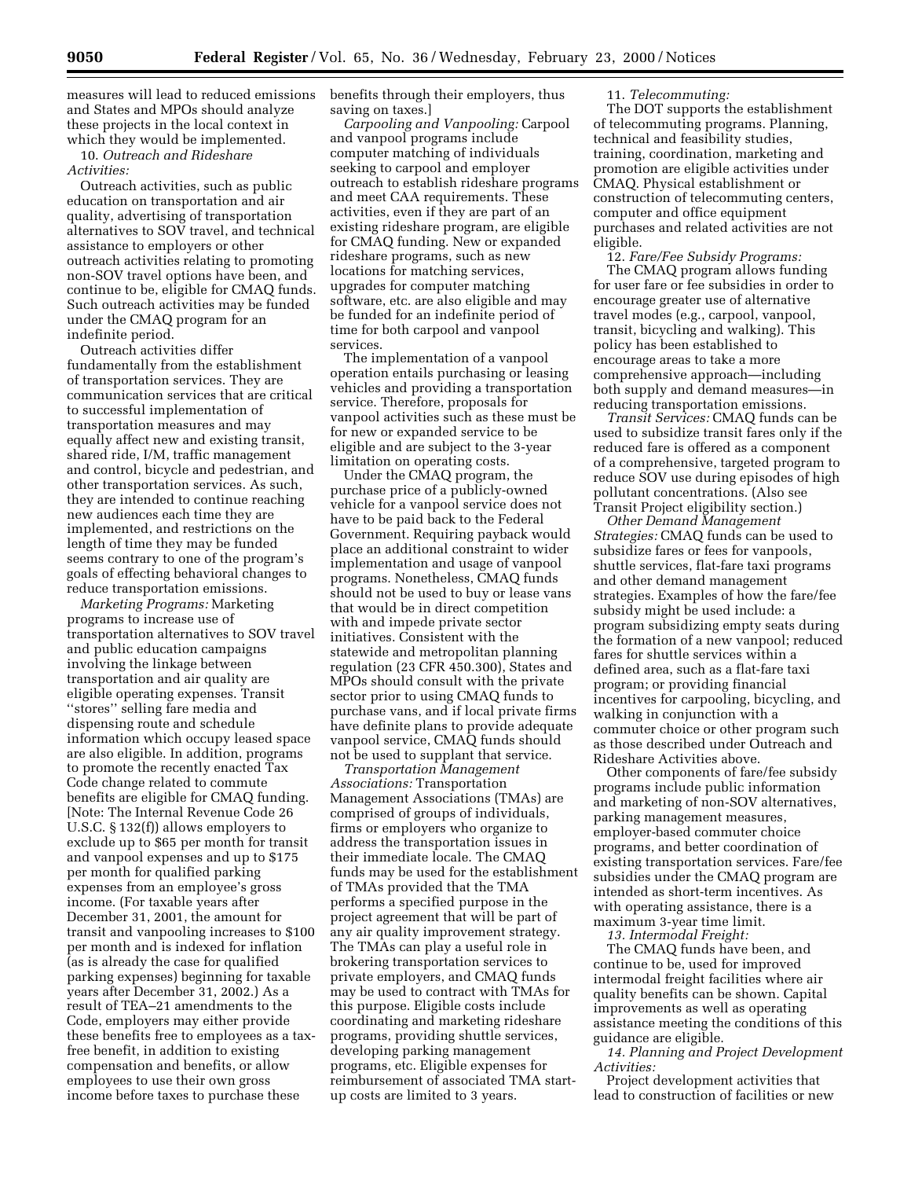measures will lead to reduced emissions and States and MPOs should analyze these projects in the local context in which they would be implemented.

10. *Outreach and Rideshare Activities:*

Outreach activities, such as public education on transportation and air quality, advertising of transportation alternatives to SOV travel, and technical assistance to employers or other outreach activities relating to promoting non-SOV travel options have been, and continue to be, eligible for CMAQ funds. Such outreach activities may be funded under the CMAQ program for an indefinite period.

Outreach activities differ fundamentally from the establishment of transportation services. They are communication services that are critical to successful implementation of transportation measures and may equally affect new and existing transit, shared ride, I/M, traffic management and control, bicycle and pedestrian, and other transportation services. As such, they are intended to continue reaching new audiences each time they are implemented, and restrictions on the length of time they may be funded seems contrary to one of the program's goals of effecting behavioral changes to reduce transportation emissions.

*Marketing Programs:* Marketing programs to increase use of transportation alternatives to SOV travel and public education campaigns involving the linkage between transportation and air quality are eligible operating expenses. Transit "stores" selling fare media and dispensing route and schedule information which occupy leased space are also eligible. In addition, programs to promote the recently enacted Tax Code change related to commute benefits are eligible for CMAQ funding. [Note: The Internal Revenue Code 26 U.S.C. § 132(f)) allows employers to exclude up to $65 per month for transit and vanpool expenses and up to $175 per month for qualified parking expenses from an employee's gross income. (For taxable years after December 31, 2001, the amount for transit and vanpooling increases to $100 per month and is indexed for inflation (as is already the case for qualified parking expenses) beginning for taxable years after December 31, 2002.) As a result of TEA–21 amendments to the Code, employers may either provide these benefits free to employees as a tax-free benefit, in addition to existing compensation and benefits, or allow employees to use their own gross income before taxes to purchase these benefits through their employers, thus saving on taxes.]

*Carpooling and Vanpooling:* Carpool and vanpool programs include computer matching of individuals seeking to carpool and employer outreach to establish rideshare programs and meet CAA requirements. These activities, even if they are part of an existing rideshare program, are eligible for CMAQ funding. New or expanded rideshare programs, such as new locations for matching services, upgrades for computer matching software, etc. are also eligible and may be funded for an indefinite period of time for both carpool and vanpool services.

The implementation of a vanpool operation entails purchasing or leasing vehicles and providing a transportation service. Therefore, proposals for vanpool activities such as these must be for new or expanded service to be eligible and are subject to the 3-year limitation on operating costs.

Under the CMAQ program, the purchase price of a publicly-owned vehicle for a vanpool service does not have to be paid back to the Federal Government. Requiring payback would place an additional constraint to wider implementation and usage of vanpool programs. Nonetheless, CMAQ funds should not be used to buy or lease vans that would be in direct competition with and impede private sector initiatives. Consistent with the statewide and metropolitan planning regulation (23 CFR 450.300), States and MPOs should consult with the private sector prior to using CMAQ funds to purchase vans, and if local private firms have definite plans to provide adequate vanpool service, CMAQ funds should not be used to supplant that service.

*Transportation Management Associations:* Transportation Management Associations (TMAs) are comprised of groups of individuals, firms or employers who organize to address the transportation issues in their immediate locale. The CMAQ funds may be used for the establishment of TMAs provided that the TMA performs a specified purpose in the project agreement that will be part of any air quality improvement strategy. The TMAs can play a useful role in brokering transportation services to private employers, and CMAQ funds may be used to contract with TMAs for this purpose. Eligible costs include coordinating and marketing rideshare programs, providing shuttle services, developing parking management programs, etc. Eligible expenses for reimbursement of associated TMA start-up costs are limited to 3 years.

11. *Telecommuting:*

The DOT supports the establishment of telecommuting programs. Planning, technical and feasibility studies, training, coordination, marketing and promotion are eligible activities under CMAQ. Physical establishment or construction of telecommuting centers, computer and office equipment purchases and related activities are not eligible.

12. *Fare/Fee Subsidy Programs:*

The CMAQ program allows funding for user fare or fee subsidies in order to encourage greater use of alternative travel modes (e.g., carpool, vanpool, transit, bicycling and walking). This policy has been established to encourage areas to take a more comprehensive approach—including both supply and demand measures—in reducing transportation emissions.

*Transit Services:* CMAQ funds can be used to subsidize transit fares only if the reduced fare is offered as a component of a comprehensive, targeted program to reduce SOV use during episodes of high pollutant concentrations. (Also see Transit Project eligibility section.)

*Other Demand Management Strategies:* CMAQ funds can be used to subsidize fares or fees for vanpools, shuttle services, flat-fare taxi programs and other demand management strategies. Examples of how the fare/fee subsidy might be used include: a program subsidizing empty seats during the formation of a new vanpool; reduced fares for shuttle services within a defined area, such as a flat-fare taxi program; or providing financial incentives for carpooling, bicycling, and walking in conjunction with a commuter choice or other program such as those described under Outreach and Rideshare Activities above.

Other components of fare/fee subsidy programs include public information and marketing of non-SOV alternatives, parking management measures, employer-based commuter choice programs, and better coordination of existing transportation services. Fare/fee subsidies under the CMAQ program are intended as short-term incentives. As with operating assistance, there is a maximum 3-year time limit.

*13. Intermodal Freight:*

The CMAQ funds have been, and continue to be, used for improved intermodal freight facilities where air quality benefits can be shown. Capital improvements as well as operating assistance meeting the conditions of this guidance are eligible.

*14. Planning and Project Development Activities:*

Project development activities that lead to construction of facilities or new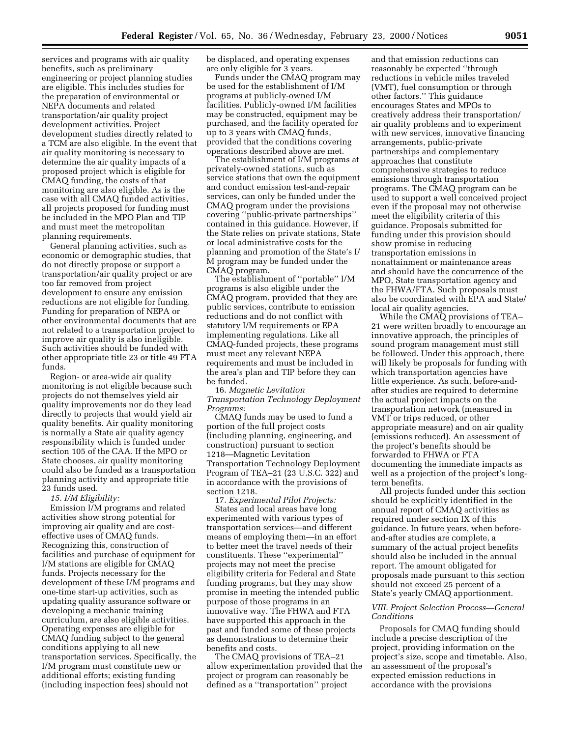services and programs with air quality benefits, such as preliminary engineering or project planning studies are eligible. This includes studies for the preparation of environmental or NEPA documents and related transportation/air quality project development activities. Project development studies directly related to a TCM are also eligible. In the event that air quality monitoring is necessary to determine the air quality impacts of a proposed project which is eligible for CMAQ funding, the costs of that monitoring are also eligible. As is the case with all CMAQ funded activities, all projects proposed for funding must be included in the MPO Plan and TIP and must meet the metropolitan planning requirements.

General planning activities, such as economic or demographic studies, that do not directly propose or support a transportation/air quality project or are too far removed from project development to ensure any emission reductions are not eligible for funding. Funding for preparation of NEPA or other environmental documents that are not related to a transportation project to improve air quality is also ineligible. Such activities should be funded with other appropriate title 23 or title 49 FTA funds.

Region- or area-wide air quality monitoring is not eligible because such projects do not themselves yield air quality improvements nor do they lead directly to projects that would yield air quality benefits. Air quality monitoring is normally a State air quality agency responsibility which is funded under section 105 of the CAA. If the MPO or State chooses, air quality monitoring could also be funded as a transportation planning activity and appropriate title 23 funds used.

*15. I/M Eligibility:*

Emission I/M programs and related activities show strong potential for improving air quality and are cost-effective uses of CMAQ funds. Recognizing this, construction of facilities and purchase of equipment for I/M stations are eligible for CMAQ funds. Projects necessary for the development of these I/M programs and one-time start-up activities, such as updating quality assurance software or developing a mechanic training curriculum, are also eligible activities. Operating expenses are eligible for CMAQ funding subject to the general conditions applying to all new transportation services. Specifically, the I/M program must constitute new or additional efforts; existing funding (including inspection fees) should not be displaced, and operating expenses are only eligible for 3 years.

Funds under the CMAQ program may be used for the establishment of I/M programs at publicly-owned I/M facilities. Publicly-owned I/M facilities may be constructed, equipment may be purchased, and the facility operated for up to 3 years with CMAQ funds, provided that the conditions covering operations described above are met.

The establishment of I/M programs at privately-owned stations, such as service stations that own the equipment and conduct emission test-and-repair services, can only be funded under the CMAQ program under the provisions covering ''public-private partnerships'' contained in this guidance. However, if the State relies on private stations, State or local administrative costs for the planning and promotion of the State's I/M program may be funded under the CMAQ program.

The establishment of ''portable'' I/M programs is also eligible under the CMAQ program, provided that they are public services, contribute to emission reductions and do not conflict with statutory I/M requirements or EPA implementing regulations. Like all CMAQ-funded projects, these programs must meet any relevant NEPA requirements and must be included in the area's plan and TIP before they can be funded.

16. *Magnetic Levitation Transportation Technology Deployment Programs:*

CMAQ funds may be used to fund a portion of the full project costs (including planning, engineering, and construction) pursuant to section 1218—Magnetic Levitation Transportation Technology Deployment Program of TEA–21 (23 U.S.C. 322) and in accordance with the provisions of section 1218.

17. *Experimental Pilot Projects:*

States and local areas have long experimented with various types of transportation services—and different means of employing them—in an effort to better meet the travel needs of their constituents. These ''experimental'' projects may not meet the precise eligibility criteria for Federal and State funding programs, but they may show promise in meeting the intended public purpose of those programs in an innovative way. The FHWA and FTA have supported this approach in the past and funded some of these projects as demonstrations to determine their benefits and costs.

The CMAQ provisions of TEA–21 allow experimentation provided that the project or program can reasonably be defined as a ''transportation'' project and that emission reductions can reasonably be expected ''through reductions in vehicle miles traveled (VMT), fuel consumption or through other factors.'' This guidance encourages States and MPOs to creatively address their transportation/air quality problems and to experiment with new services, innovative financing arrangements, public-private partnerships and complementary approaches that constitute comprehensive strategies to reduce emissions through transportation programs. The CMAQ program can be used to support a well conceived project even if the proposal may not otherwise meet the eligibility criteria of this guidance. Proposals submitted for funding under this provision should show promise in reducing transportation emissions in nonattainment or maintenance areas and should have the concurrence of the MPO, State transportation agency and the FHWA/FTA. Such proposals must also be coordinated with EPA and State/local air quality agencies.

While the CMAQ provisions of TEA–21 were written broadly to encourage an innovative approach, the principles of sound program management must still be followed. Under this approach, there will likely be proposals for funding with which transportation agencies have little experience. As such, before-and-after studies are required to determine the actual project impacts on the transportation network (measured in VMT or trips reduced, or other appropriate measure) and on air quality (emissions reduced). An assessment of the project's benefits should be forwarded to FHWA or FTA documenting the immediate impacts as well as a projection of the project's long-term benefits.

All projects funded under this section should be explicitly identified in the annual report of CMAQ activities as required under section IX of this guidance. In future years, when before-and-after studies are complete, a summary of the actual project benefits should also be included in the annual report. The amount obligated for proposals made pursuant to this section should not exceed 25 percent of a State's yearly CMAQ apportionment.

### *VIII. Project Selection Process—General Conditions*

Proposals for CMAQ funding should include a precise description of the project, providing information on the project's size, scope and timetable. Also, an assessment of the proposal's expected emission reductions in accordance with the provisions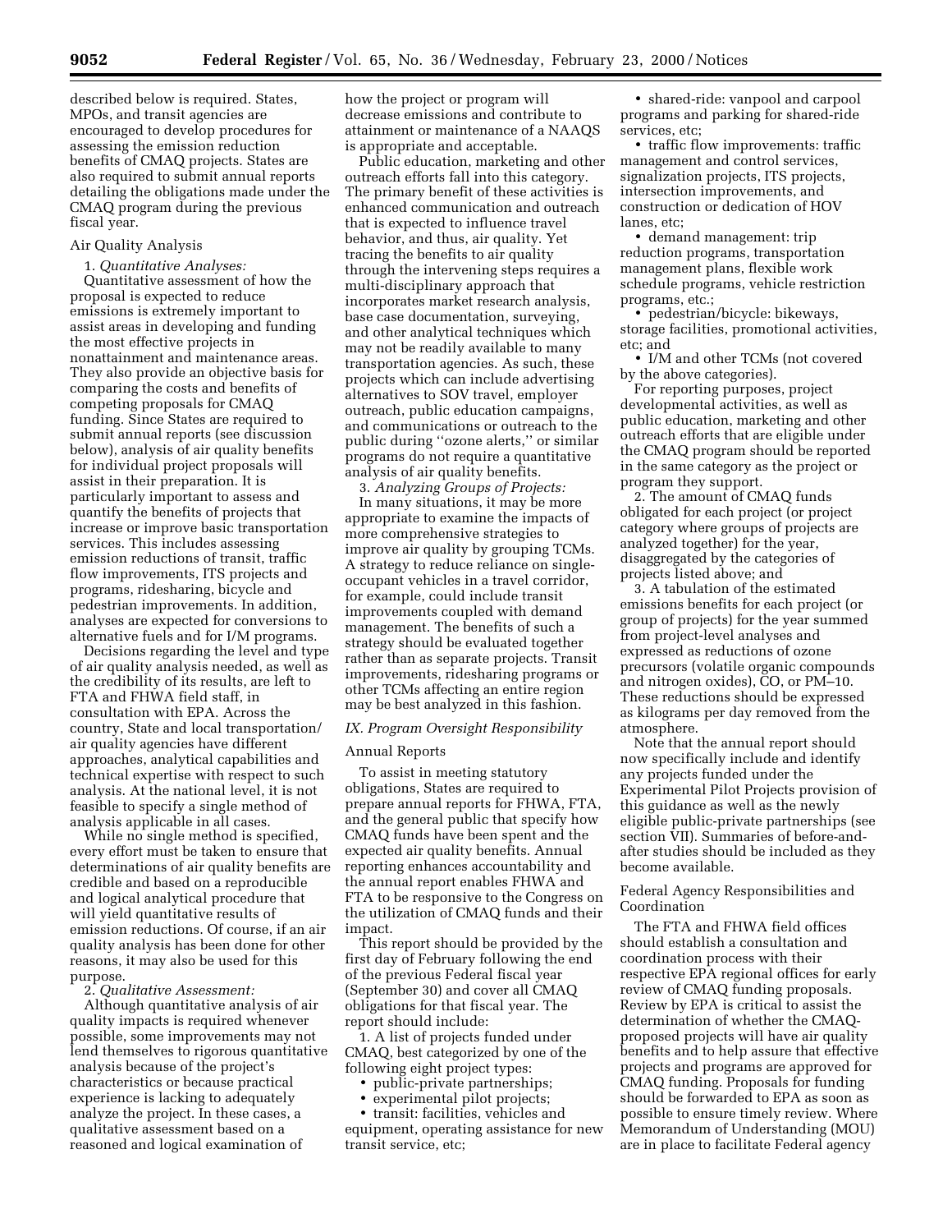described below is required. States, MPOs, and transit agencies are encouraged to develop procedures for assessing the emission reduction benefits of CMAQ projects. States are also required to submit annual reports detailing the obligations made under the CMAQ program during the previous fiscal year.

Air Quality Analysis

1. *Quantitative Analyses:*

Quantitative assessment of how the proposal is expected to reduce emissions is extremely important to assist areas in developing and funding the most effective projects in nonattainment and maintenance areas. They also provide an objective basis for comparing the costs and benefits of competing proposals for CMAQ funding. Since States are required to submit annual reports (see discussion below), analysis of air quality benefits for individual project proposals will assist in their preparation. It is particularly important to assess and quantify the benefits of projects that increase or improve basic transportation services. This includes assessing emission reductions of transit, traffic flow improvements, ITS projects and programs, ridesharing, bicycle and pedestrian improvements. In addition, analyses are expected for conversions to alternative fuels and for I/M programs.

Decisions regarding the level and type of air quality analysis needed, as well as the credibility of its results, are left to FTA and FHWA field staff, in consultation with EPA. Across the country, State and local transportation/air quality agencies have different approaches, analytical capabilities and technical expertise with respect to such analysis. At the national level, it is not feasible to specify a single method of analysis applicable in all cases.

While no single method is specified, every effort must be taken to ensure that determinations of air quality benefits are credible and based on a reproducible and logical analytical procedure that will yield quantitative results of emission reductions. Of course, if an air quality analysis has been done for other reasons, it may also be used for this purpose.

2. *Qualitative Assessment:*

Although quantitative analysis of air quality impacts is required whenever possible, some improvements may not lend themselves to rigorous quantitative analysis because of the project's characteristics or because practical experience is lacking to adequately analyze the project. In these cases, a qualitative assessment based on a reasoned and logical examination of how the project or program will decrease emissions and contribute to attainment or maintenance of a NAAQS is appropriate and acceptable.

Public education, marketing and other outreach efforts fall into this category. The primary benefit of these activities is enhanced communication and outreach that is expected to influence travel behavior, and thus, air quality. Yet tracing the benefits to air quality through the intervening steps requires a multi-disciplinary approach that incorporates market research analysis, base case documentation, surveying, and other analytical techniques which may not be readily available to many transportation agencies. As such, these projects which can include advertising alternatives to SOV travel, employer outreach, public education campaigns, and communications or outreach to the public during ''ozone alerts,'' or similar programs do not require a quantitative analysis of air quality benefits.

3. *Analyzing Groups of Projects:*

In many situations, it may be more appropriate to examine the impacts of more comprehensive strategies to improve air quality by grouping TCMs. A strategy to reduce reliance on single-occupant vehicles in a travel corridor, for example, could include transit improvements coupled with demand management. The benefits of such a strategy should be evaluated together rather than as separate projects. Transit improvements, ridesharing programs or other TCMs affecting an entire region may be best analyzed in this fashion.

## *IX. Program Oversight Responsibility*

Annual Reports

To assist in meeting statutory obligations, States are required to prepare annual reports for FHWA, FTA, and the general public that specify how CMAQ funds have been spent and the expected air quality benefits. Annual reporting enhances accountability and the annual report enables FHWA and FTA to be responsive to the Congress on the utilization of CMAQ funds and their impact.

This report should be provided by the first day of February following the end of the previous Federal fiscal year (September 30) and cover all CMAQ obligations for that fiscal year. The report should include:

1. A list of projects funded under CMAQ, best categorized by one of the following eight project types:

- public-private partnerships;
- experimental pilot projects;
- transit: facilities, vehicles and equipment, operating assistance for new transit service, etc;
- shared-ride: vanpool and carpool programs and parking for shared-ride services, etc;
- traffic flow improvements: traffic management and control services, signalization projects, ITS projects, intersection improvements, and construction or dedication of HOV lanes, etc;
- demand management: trip reduction programs, transportation management plans, flexible work schedule programs, vehicle restriction programs, etc.;
- pedestrian/bicycle: bikeways, storage facilities, promotional activities, etc; and
- I/M and other TCMs (not covered by the above categories).

For reporting purposes, project developmental activities, as well as public education, marketing and other outreach efforts that are eligible under the CMAQ program should be reported in the same category as the project or program they support.

2. The amount of CMAQ funds obligated for each project (or project category where groups of projects are analyzed together) for the year, disaggregated by the categories of projects listed above; and

3. A tabulation of the estimated emissions benefits for each project (or group of projects) for the year summed from project-level analyses and expressed as reductions of ozone precursors (volatile organic compounds and nitrogen oxides), CO, or PM–10. These reductions should be expressed as kilograms per day removed from the atmosphere.

Note that the annual report should now specifically include and identify any projects funded under the Experimental Pilot Projects provision of this guidance as well as the newly eligible public-private partnerships (see section VII). Summaries of before-and-after studies should be included as they become available.

Federal Agency Responsibilities and Coordination

The FTA and FHWA field offices should establish a consultation and coordination process with their respective EPA regional offices for early review of CMAQ funding proposals. Review by EPA is critical to assist the determination of whether the CMAQ-proposed projects will have air quality benefits and to help assure that effective projects and programs are approved for CMAQ funding. Proposals for funding should be forwarded to EPA as soon as possible to ensure timely review. Where Memorandum of Understanding (MOU) are in place to facilitate Federal agency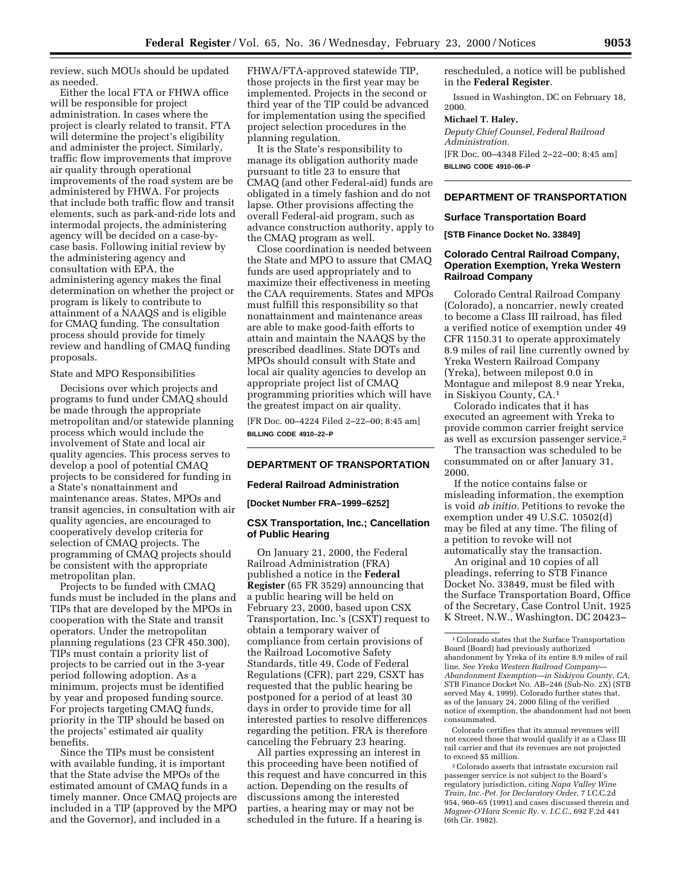review, such MOUs should be updated as needed.

Either the local FTA or FHWA office will be responsible for project administration. In cases where the project is clearly related to transit, FTA will determine the project's eligibility and administer the project. Similarly, traffic flow improvements that improve air quality through operational improvements of the road system are be administered by FHWA. For projects that include both traffic flow and transit elements, such as park-and-ride lots and intermodal projects, the administering agency will be decided on a case-by-case basis. Following initial review by the administering agency and consultation with EPA, the administering agency makes the final determination on whether the project or program is likely to contribute to attainment of a NAAQS and is eligible for CMAQ funding. The consultation process should provide for timely review and handling of CMAQ funding proposals.

State and MPO Responsibilities

Decisions over which projects and programs to fund under CMAQ should be made through the appropriate metropolitan and/or statewide planning process which would include the involvement of State and local air quality agencies. This process serves to develop a pool of potential CMAQ projects to be considered for funding in a State's nonattainment and maintenance areas. States, MPOs and transit agencies, in consultation with air quality agencies, are encouraged to cooperatively develop criteria for selection of CMAQ projects. The programming of CMAQ projects should be consistent with the appropriate metropolitan plan.

Projects to be funded with CMAQ funds must be included in the plans and TIPs that are developed by the MPOs in cooperation with the State and transit operators. Under the metropolitan planning regulations (23 CFR 450.300), TIPs must contain a priority list of projects to be carried out in the 3-year period following adoption. As a minimum, projects must be identified by year and proposed funding source. For projects targeting CMAQ funds, priority in the TIP should be based on the projects' estimated air quality benefits.

Since the TIPs must be consistent with available funding, it is important that the State advise the MPOs of the estimated amount of CMAQ funds in a timely manner. Once CMAQ projects are included in a TIP (approved by the MPO and the Governor), and included in a FHWA/FTA-approved statewide TIP, those projects in the first year may be implemented. Projects in the second or third year of the TIP could be advanced for implementation using the specified project selection procedures in the planning regulation.

It is the State's responsibility to manage its obligation authority made pursuant to title 23 to ensure that CMAQ (and other Federal-aid) funds are obligated in a timely fashion and do not lapse. Other provisions affecting the overall Federal-aid program, such as advance construction authority, apply to the CMAQ program as well.

Close coordination is needed between the State and MPO to assure that CMAQ funds are used appropriately and to maximize their effectiveness in meeting the CAA requirements. States and MPOs must fulfill this responsibility so that nonattainment and maintenance areas are able to make good-faith efforts to attain and maintain the NAAQS by the prescribed deadlines. State DOTs and MPOs should consult with State and local air quality agencies to develop an appropriate project list of CMAQ programming priorities which will have the greatest impact on air quality.

[FR Doc. 00–4224 Filed 2–22–00; 8:45 am]

**BILLING CODE 4910–22–P**

## DEPARTMENT OF TRANSPORTATION

### Federal Railroad Administration

**[Docket Number FRA–1999–6252]**

### CSX Transportation, Inc.; Cancellation of Public Hearing

On January 21, 2000, the Federal Railroad Administration (FRA) published a notice in the **Federal Register** (65 FR 3529) announcing that a public hearing will be held on February 23, 2000, based upon CSX Transportation, Inc.'s (CSXT) request to obtain a temporary waiver of compliance from certain provisions of the Railroad Locomotive Safety Standards, title 49, Code of Federal Regulations (CFR), part 229, CSXT has requested that the public hearing be postponed for a period of at least 30 days in order to provide time for all interested parties to resolve differences regarding the petition. FRA is therefore canceling the February 23 hearing.

All parties expressing an interest in this proceeding have been notified of this request and have concurred in this action. Depending on the results of discussions among the interested parties, a hearing may or may not be scheduled in the future. If a hearing is rescheduled, a notice will be published in the **Federal Register**.

Issued in Washington, DC on February 18, 2000.

**Michael T. Haley,**

*Deputy Chief Counsel, Federal Railroad Administration.*

[FR Doc. 00–4348 Filed 2–22–00; 8:45 am]

**BILLING CODE 4910–06–P**

## DEPARTMENT OF TRANSPORTATION

### Surface Transportation Board

**[STB Finance Docket No. 33849]**

### Colorado Central Railroad Company, Operation Exemption, Yreka Western Railroad Company

Colorado Central Railroad Company (Colorado), a noncarrier, newly created to become a Class III railroad, has filed a verified notice of exemption under 49 CFR 1150.31 to operate approximately 8.9 miles of rail line currently owned by Yreka Western Railroad Company (Yreka), between milepost 0.0 in Montague and milepost 8.9 near Yreka, in Siskiyou County, CA.[1]

Colorado indicates that it has executed an agreement with Yreka to provide common carrier freight service as well as excursion passenger service.[2]

The transaction was scheduled to be consummated on or after January 31, 2000.

If the notice contains false or misleading information, the exemption is void *ab initio.* Petitions to revoke the exemption under 49 U.S.C. 10502(d) may be filed at any time. The filing of a petition to revoke will not automatically stay the transaction.

An original and 10 copies of all pleadings, referring to STB Finance Docket No. 33849, must be filed with the Surface Transportation Board, Office of the Secretary, Case Control Unit, 1925 K Street, N.W., Washington, DC 20423–

[1] Colorado states that the Surface Transportation Board (Board) had previously authorized abandonment by Yreka of its entire 8.9 miles of rail line. *See Yreka Western Railroad Company—Abandonment Exemption—in Siskiyou County, CA,* STB Finance Docket No. AB–246 (Sub-No. 2X) (STB served May 4, 1999). Colorado further states that, as of the January 24, 2000 filing of the verified notice of exemption, the abandonment had not been consummated.

Colorado certifies that its annual revenues will not exceed those that would qualify it as a Class III rail carrier and that its revenues are not projected to exceed $5 million.

[2] Colorado asserts that intrastate excursion rail passenger service is not subject to the Board's regulatory jurisdiction, citing *Napa Valley Wine Train, Inc.-Pet. for Declaratory Order,* 7 I.C.C.2d 954, 960–65 (1991) and cases discussed therein and *Magner-O'Hara Scenic Ry.* v. *I.C.C.,* 692 F.2d 441 (6th Cir. 1982).